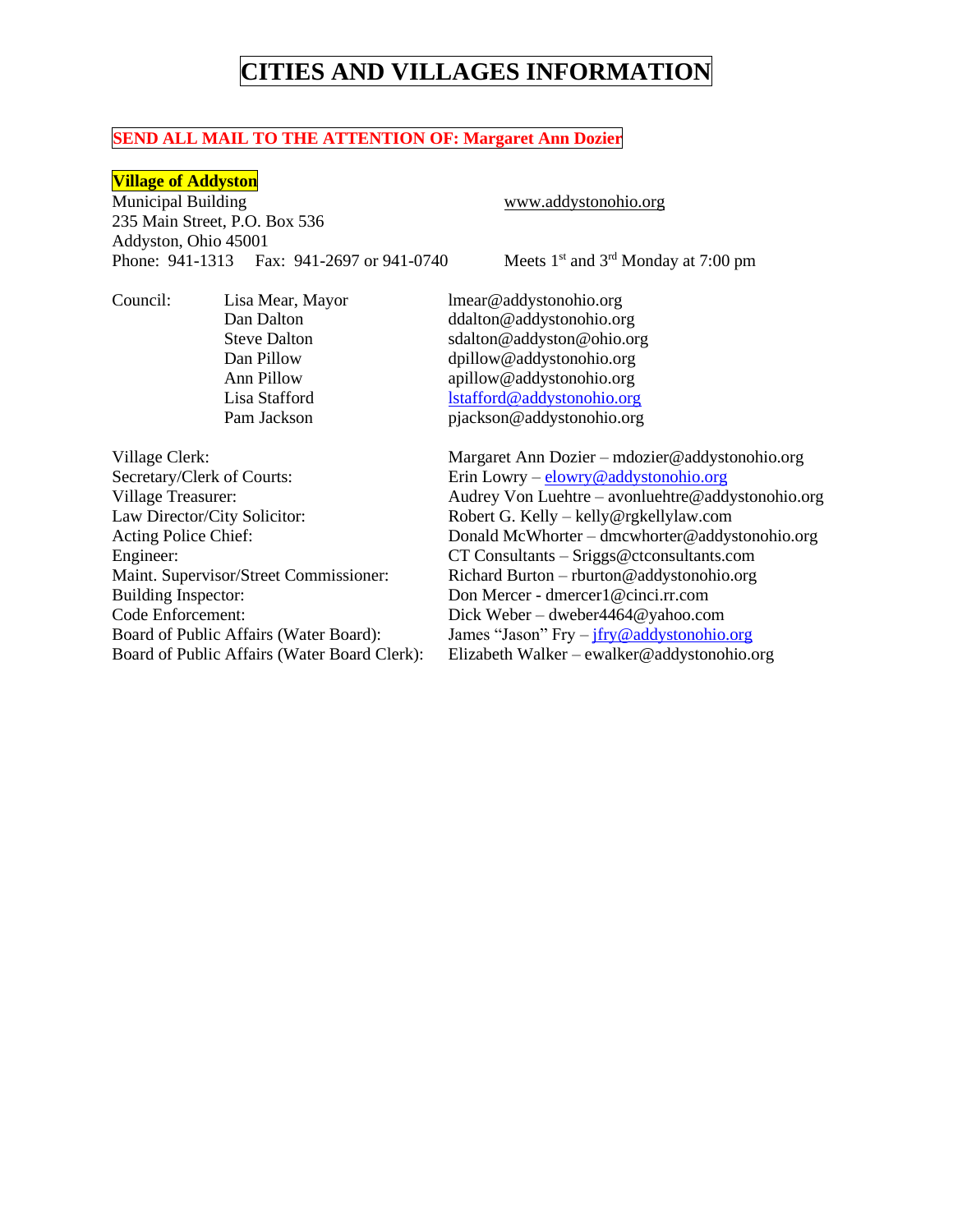# CITIES AND VILLAGES INFORMATION

**SEND ALL MAIL TO THE ATTENTION OF: Margaret Ann Dozier**

## Village of Addyston

Municipal Building
235 Main Street, P.O. Box 536
Addyston, Ohio 45001
Phone: 941-1313  Fax: 941-2697 or 941-0740

www.addystonohio.org

Meets 1st and 3rd Monday at 7:00 pm

| Council: | | |
|---|---|---|
| | Lisa Mear, Mayor | lmear@addystonohio.org |
| | Dan Dalton | ddalton@addystonohio.org |
| | Steve Dalton | sdalton@addyston@ohio.org |
| | Dan Pillow | dpillow@addystonohio.org |
| | Ann Pillow | apillow@addystonohio.org |
| | Lisa Stafford | lstafford@addystonohio.org |
| | Pam Jackson | pjackson@addystonohio.org |

| | |
|---|---|
| Village Clerk: | Margaret Ann Dozier – mdozier@addystonohio.org |
| Secretary/Clerk of Courts: | Erin Lowry – elowry@addystonohio.org |
| Village Treasurer: | Audrey Von Luehtre – avonluehtre@addystonohio.org |
| Law Director/City Solicitor: | Robert G. Kelly – kelly@rgkellylaw.com |
| Acting Police Chief: | Donald McWhorter – dmcwhorter@addystonohio.org |
| Engineer: | CT Consultants – Sriggs@ctconsultants.com |
| Maint. Supervisor/Street Commissioner: | Richard Burton – rburton@addystonohio.org |
| Building Inspector: | Don Mercer - dmercer1@cinci.rr.com |
| Code Enforcement: | Dick Weber – dweber4464@yahoo.com |
| Board of Public Affairs (Water Board): | James "Jason" Fry – jfry@addystonohio.org |
| Board of Public Affairs (Water Board Clerk): | Elizabeth Walker – ewalker@addystonohio.org |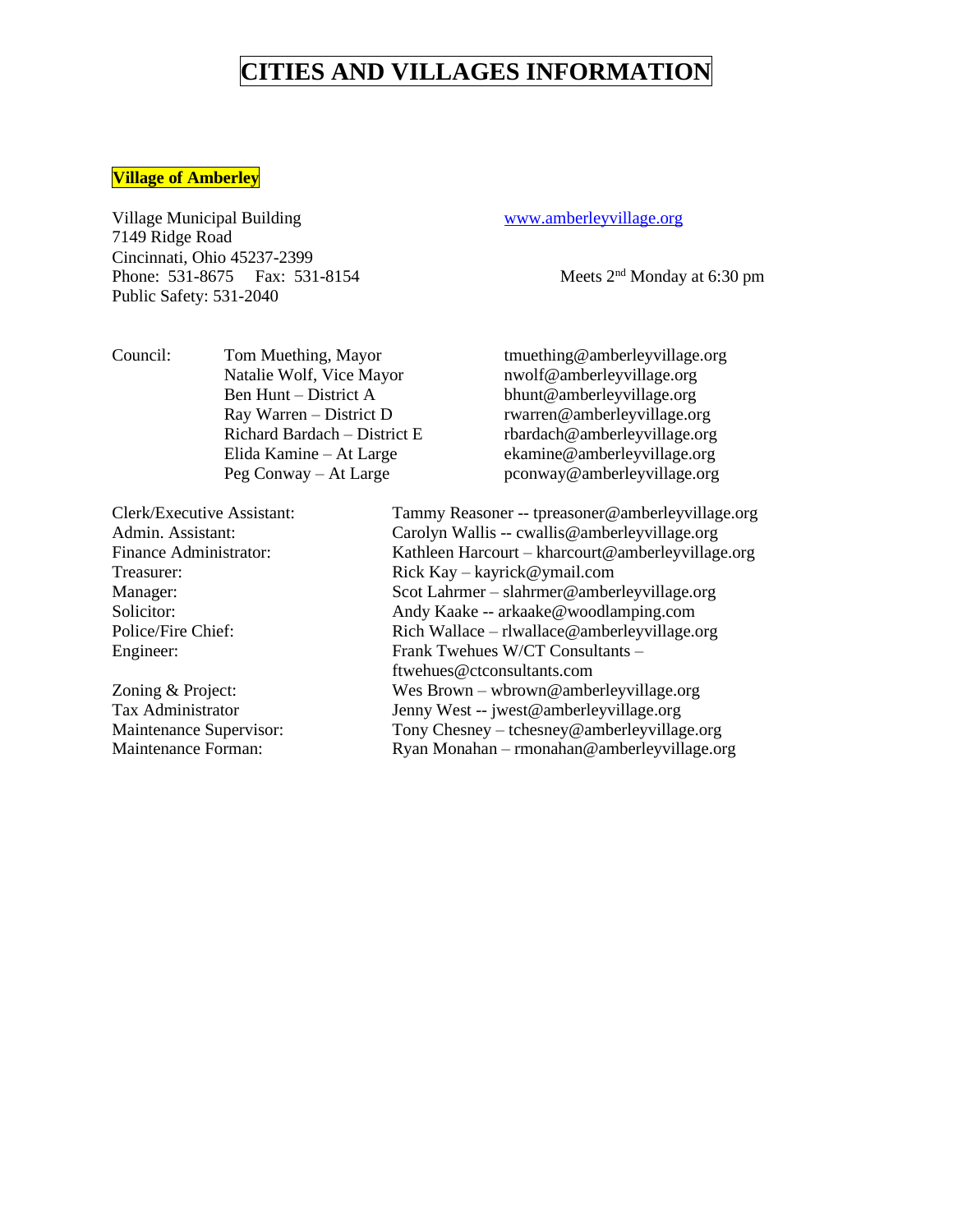# CITIES AND VILLAGES INFORMATION

## Village of Amberley

Village Municipal Building
7149 Ridge Road
Cincinnati, Ohio 45237-2399
Phone: 531-8675 Fax: 531-8154
Public Safety: 531-2040

www.amberleyvillage.org

Meets 2nd Monday at 6:30 pm

| Council: | | |
|---|---|---|
| | Tom Muething, Mayor | tmuething@amberleyvillage.org |
| | Natalie Wolf, Vice Mayor | nwolf@amberleyvillage.org |
| | Ben Hunt – District A | bhunt@amberleyvillage.org |
| | Ray Warren – District D | rwarren@amberleyvillage.org |
| | Richard Bardach – District E | rbardach@amberleyvillage.org |
| | Elida Kamine – At Large | ekamine@amberleyvillage.org |
| | Peg Conway – At Large | pconway@amberleyvillage.org |

| | |
|---|---|
| Clerk/Executive Assistant: | Tammy Reasoner -- tpreasoner@amberleyvillage.org |
| Admin. Assistant: | Carolyn Wallis -- cwallis@amberleyvillage.org |
| Finance Administrator: | Kathleen Harcourt – kharcourt@amberleyvillage.org |
| Treasurer: | Rick Kay – kayrick@ymail.com |
| Manager: | Scot Lahrmer – slahrmer@amberleyvillage.org |
| Solicitor: | Andy Kaake -- arkaake@woodlamping.com |
| Police/Fire Chief: | Rich Wallace – rlwallace@amberleyvillage.org |
| Engineer: | Frank Twehues W/CT Consultants – ftwehues@ctconsultants.com |
| Zoning & Project: | Wes Brown – wbrown@amberleyvillage.org |
| Tax Administrator | Jenny West -- jwest@amberleyvillage.org |
| Maintenance Supervisor: | Tony Chesney – tchesney@amberleyvillage.org |
| Maintenance Forman: | Ryan Monahan – rmonahan@amberleyvillage.org |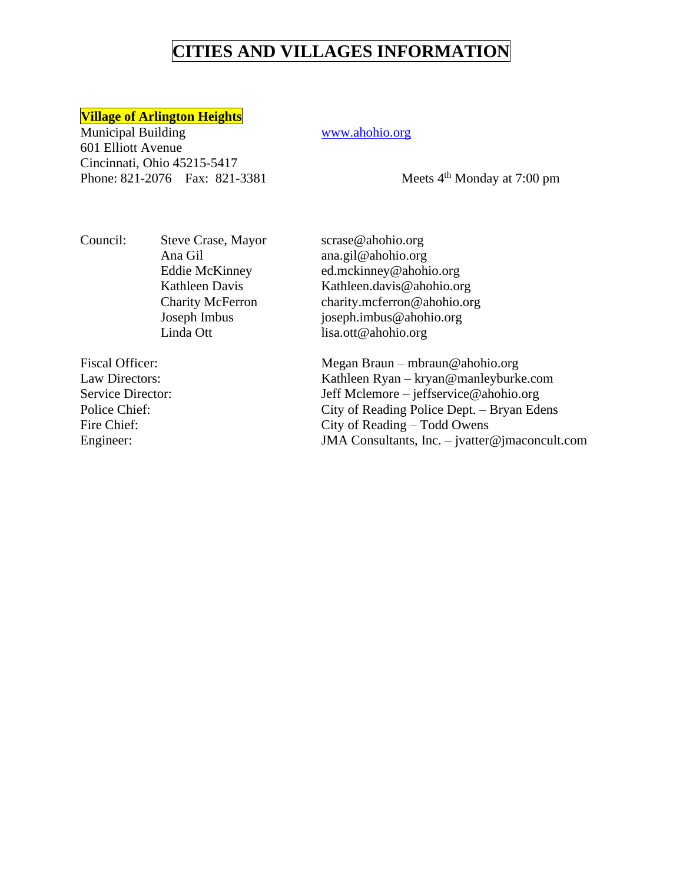# CITIES AND VILLAGES INFORMATION

## Village of Arlington Heights

Municipal Building
601 Elliott Avenue
Cincinnati, Ohio 45215-5417
Phone: 821-2076    Fax: 821-3381

www.ahohio.org

Meets 4th Monday at 7:00 pm

| Council: | | |
|---|---|---|
| | Steve Crase, Mayor | scrase@ahohio.org |
| | Ana Gil | ana.gil@ahohio.org |
| | Eddie McKinney | ed.mckinney@ahohio.org |
| | Kathleen Davis | Kathleen.davis@ahohio.org |
| | Charity McFerron | charity.mcferron@ahohio.org |
| | Joseph Imbus | joseph.imbus@ahohio.org |
| | Linda Ott | lisa.ott@ahohio.org |

| | |
|---|---|
| Fiscal Officer: | Megan Braun – mbraun@ahohio.org |
| Law Directors: | Kathleen Ryan – kryan@manleyburke.com |
| Service Director: | Jeff Mclemore – jeffservice@ahohio.org |
| Police Chief: | City of Reading Police Dept. – Bryan Edens |
| Fire Chief: | City of Reading – Todd Owens |
| Engineer: | JMA Consultants, Inc. – jvatter@jmaconcult.com |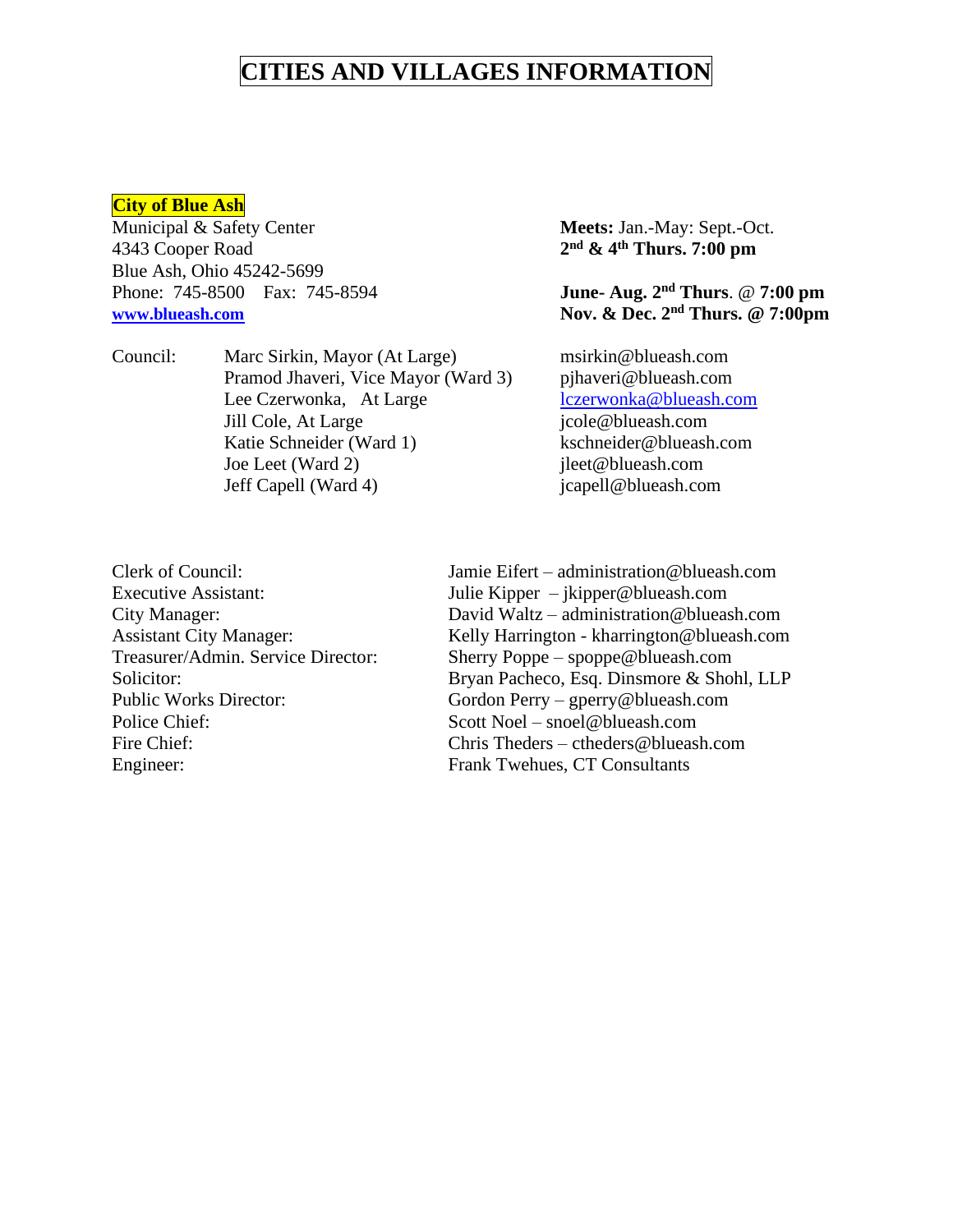# CITIES AND VILLAGES INFORMATION

## City of Blue Ash

Municipal & Safety Center
4343 Cooper Road
Blue Ash, Ohio 45242-5699
Phone: 745-8500 Fax: 745-8594
**www.blueash.com**

**Meets:** Jan.-May: Sept.-Oct.
**2nd & 4th Thurs. 7:00 pm**

**June- Aug. 2nd Thurs. @ 7:00 pm**
**Nov. & Dec. 2nd Thurs. @ 7:00pm**

| Council: | | |
|---|---|---|
| | Marc Sirkin, Mayor (At Large) | msirkin@blueash.com |
| | Pramod Jhaveri, Vice Mayor (Ward 3) | pjhaveri@blueash.com |
| | Lee Czerwonka, At Large | lczerwonka@blueash.com |
| | Jill Cole, At Large | jcole@blueash.com |
| | Katie Schneider (Ward 1) | kschneider@blueash.com |
| | Joe Leet (Ward 2) | jleet@blueash.com |
| | Jeff Capell (Ward 4) | jcapell@blueash.com |

| | |
|---|---|
| Clerk of Council: | Jamie Eifert – administration@blueash.com |
| Executive Assistant: | Julie Kipper – jkipper@blueash.com |
| City Manager: | David Waltz – administration@blueash.com |
| Assistant City Manager: | Kelly Harrington - kharrington@blueash.com |
| Treasurer/Admin. Service Director: | Sherry Poppe – spoppe@blueash.com |
| Solicitor: | Bryan Pacheco, Esq. Dinsmore & Shohl, LLP |
| Public Works Director: | Gordon Perry – gperry@blueash.com |
| Police Chief: | Scott Noel – snoel@blueash.com |
| Fire Chief: | Chris Theders – ctheders@blueash.com |
| Engineer: | Frank Twehues, CT Consultants |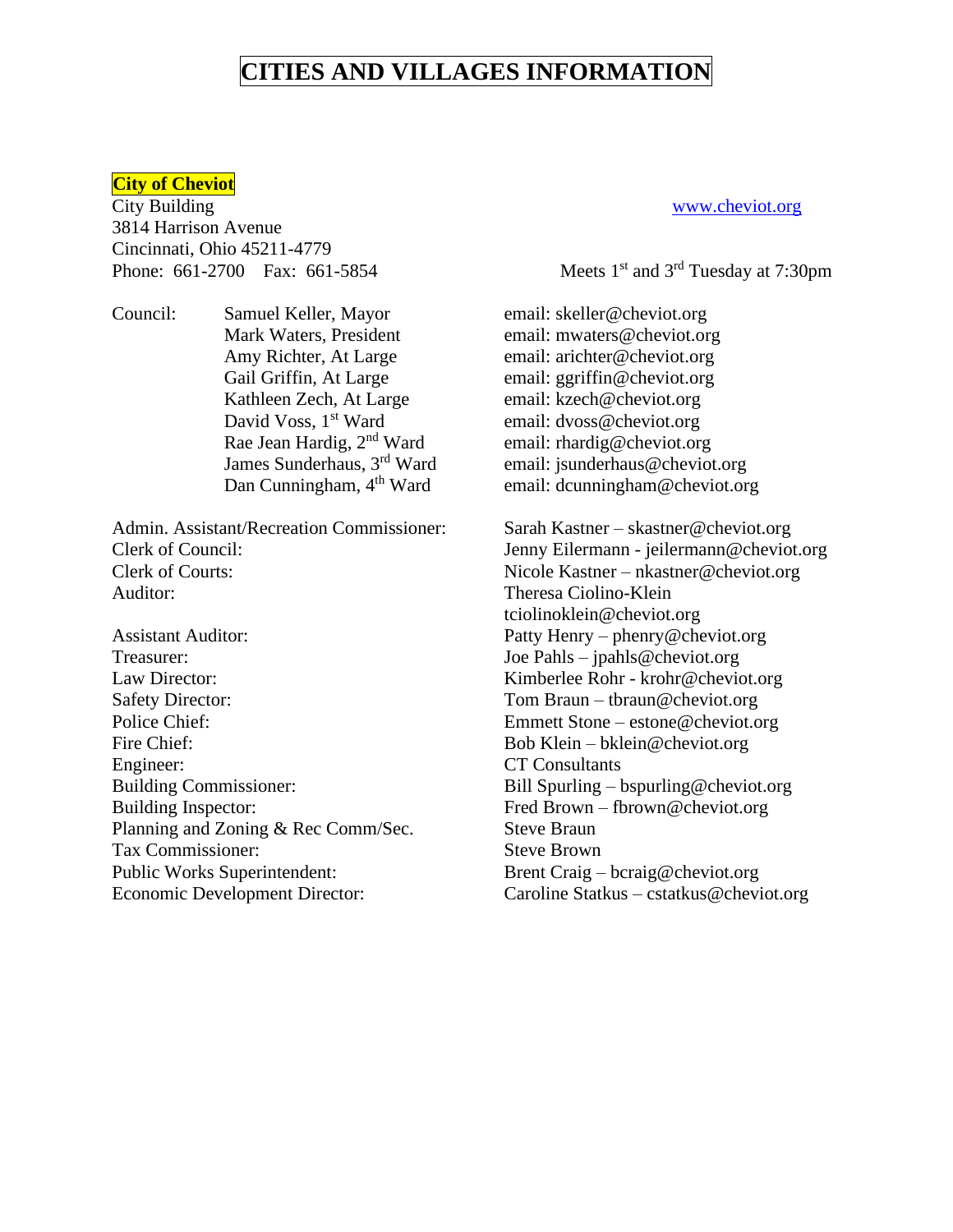# CITIES AND VILLAGES INFORMATION

## City of Cheviot

City Building
3814 Harrison Avenue
Cincinnati, Ohio 45211-4779
Phone: 661-2700 Fax: 661-5854

www.cheviot.org

Meets 1st and 3rd Tuesday at 7:30pm

| Council: | | |
|---|---|---|
| | Samuel Keller, Mayor | email: skeller@cheviot.org |
| | Mark Waters, President | email: mwaters@cheviot.org |
| | Amy Richter, At Large | email: arichter@cheviot.org |
| | Gail Griffin, At Large | email: ggriffin@cheviot.org |
| | Kathleen Zech, At Large | email: kzech@cheviot.org |
| | David Voss, 1st Ward | email: dvoss@cheviot.org |
| | Rae Jean Hardig, 2nd Ward | email: rhardig@cheviot.org |
| | James Sunderhaus, 3rd Ward | email: jsunderhaus@cheviot.org |
| | Dan Cunningham, 4th Ward | email: dcunningham@cheviot.org |

| Position | Name / Contact |
|---|---|
| Admin. Assistant/Recreation Commissioner: | Sarah Kastner – skastner@cheviot.org |
| Clerk of Council: | Jenny Eilermann - jeilermann@cheviot.org |
| Clerk of Courts: | Nicole Kastner – nkastner@cheviot.org |
| Auditor: | Theresa Ciolino-Klein tciolinoklein@cheviot.org |
| Assistant Auditor: | Patty Henry – phenry@cheviot.org |
| Treasurer: | Joe Pahls – jpahls@cheviot.org |
| Law Director: | Kimberlee Rohr - krohr@cheviot.org |
| Safety Director: | Tom Braun – tbraun@cheviot.org |
| Police Chief: | Emmett Stone – estone@cheviot.org |
| Fire Chief: | Bob Klein – bklein@cheviot.org |
| Engineer: | CT Consultants |
| Building Commissioner: | Bill Spurling – bspurling@cheviot.org |
| Building Inspector: | Fred Brown – fbrown@cheviot.org |
| Planning and Zoning & Rec Comm/Sec. | Steve Braun |
| Tax Commissioner: | Steve Brown |
| Public Works Superintendent: | Brent Craig – bcraig@cheviot.org |
| Economic Development Director: | Caroline Statkus – cstatkus@cheviot.org |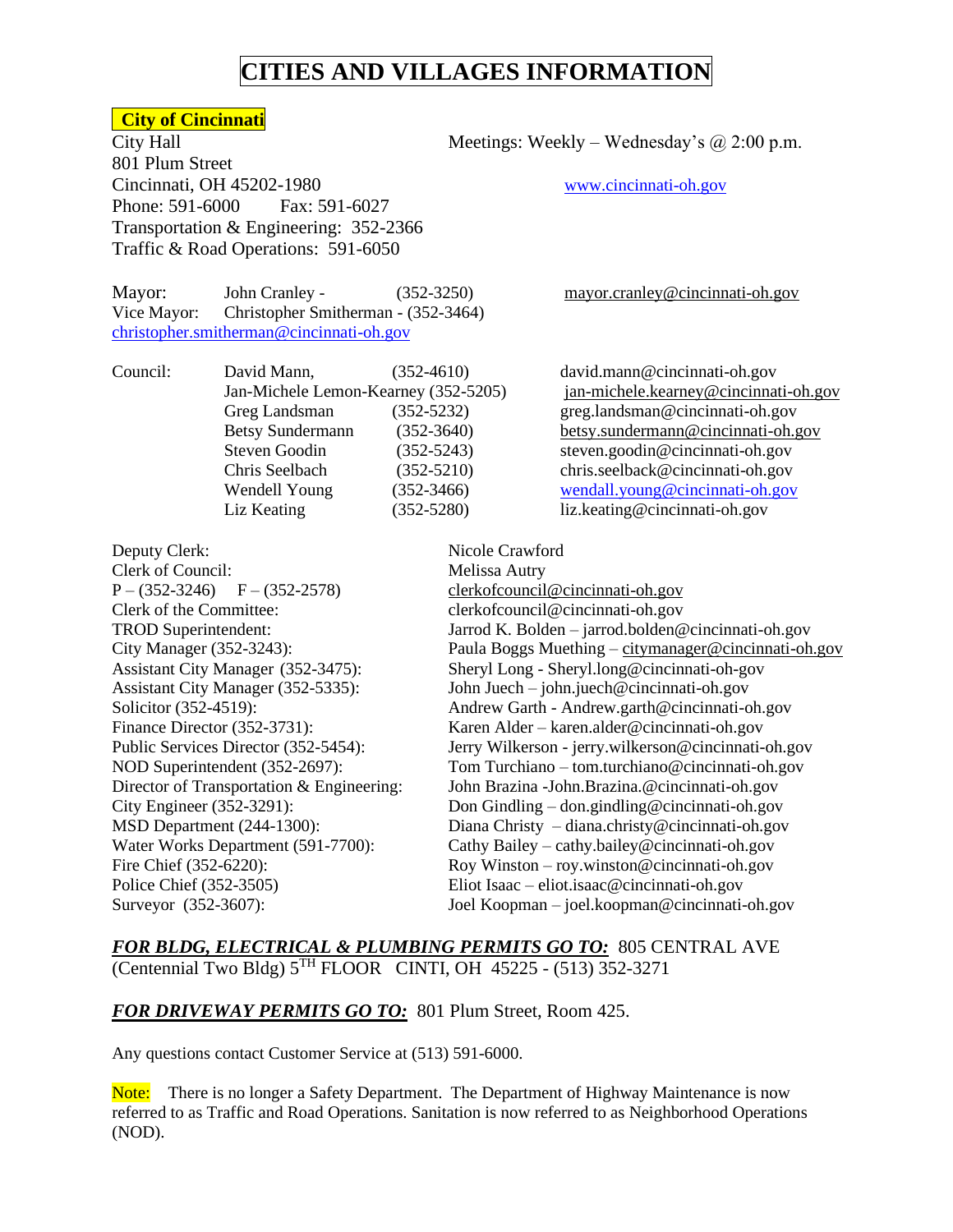# CITIES AND VILLAGES INFORMATION

## City of Cincinnati

City Hall
801 Plum Street
Cincinnati, OH 45202-1980
Phone: 591-6000 Fax: 591-6027
Transportation & Engineering: 352-2366
Traffic & Road Operations: 591-6050

Meetings: Weekly – Wednesday's @ 2:00 p.m.

www.cincinnati-oh.gov

Mayor: John Cranley - (352-3250) mayor.cranley@cincinnati-oh.gov
Vice Mayor: Christopher Smitherman - (352-3464) christopher.smitherman@cincinnati-oh.gov

| Council: | | |
|---|---|---|
| David Mann, | (352-4610) | david.mann@cincinnati-oh.gov |
| Jan-Michele Lemon-Kearney | (352-5205) | jan-michele.kearney@cincinnati-oh.gov |
| Greg Landsman | (352-5232) | greg.landsman@cincinnati-oh.gov |
| Betsy Sundermann | (352-3640) | betsy.sundermann@cincinnati-oh.gov |
| Steven Goodin | (352-5243) | steven.goodin@cincinnati-oh.gov |
| Chris Seelbach | (352-5210) | chris.seelback@cincinnati-oh.gov |
| Wendell Young | (352-3466) | wendall.young@cincinnati-oh.gov |
| Liz Keating | (352-5280) | liz.keating@cincinnati-oh.gov |

| | |
|---|---|
| Deputy Clerk: | Nicole Crawford |
| Clerk of Council: | Melissa Autry |
| P – (352-3246) F – (352-2578) | clerkofcouncil@cincinnati-oh.gov |
| Clerk of the Committee: | clerkofcouncil@cincinnati-oh.gov |
| TROD Superintendent: | Jarrod K. Bolden – jarrod.bolden@cincinnati-oh.gov |
| City Manager (352-3243): | Paula Boggs Muething – citymanager@cincinnati-oh.gov |
| Assistant City Manager (352-3475): | Sheryl Long - Sheryl.long@cincinnati-oh-gov |
| Assistant City Manager (352-5335): | John Juech – john.juech@cincinnati-oh.gov |
| Solicitor (352-4519): | Andrew Garth - Andrew.garth@cincinnati-oh.gov |
| Finance Director (352-3731): | Karen Alder – karen.alder@cincinnati-oh.gov |
| Public Services Director (352-5454): | Jerry Wilkerson - jerry.wilkerson@cincinnati-oh.gov |
| NOD Superintendent (352-2697): | Tom Turchiano – tom.turchiano@cincinnati-oh.gov |
| Director of Transportation & Engineering: | John Brazina -John.Brazina.@cincinnati-oh.gov |
| City Engineer (352-3291): | Don Gindling – don.gindling@cincinnati-oh.gov |
| MSD Department (244-1300): | Diana Christy – diana.christy@cincinnati-oh.gov |
| Water Works Department (591-7700): | Cathy Bailey – cathy.bailey@cincinnati-oh.gov |
| Fire Chief (352-6220): | Roy Winston – roy.winston@cincinnati-oh.gov |
| Police Chief (352-3505) | Eliot Isaac – eliot.isaac@cincinnati-oh.gov |
| Surveyor (352-3607): | Joel Koopman – joel.koopman@cincinnati-oh.gov |

***FOR BLDG, ELECTRICAL & PLUMBING PERMITS GO TO:*** 805 CENTRAL AVE (Centennial Two Bldg) 5TH FLOOR CINTI, OH 45225 - (513) 352-3271

***FOR DRIVEWAY PERMITS GO TO:*** 801 Plum Street, Room 425.

Any questions contact Customer Service at (513) 591-6000.

Note: There is no longer a Safety Department. The Department of Highway Maintenance is now referred to as Traffic and Road Operations. Sanitation is now referred to as Neighborhood Operations (NOD).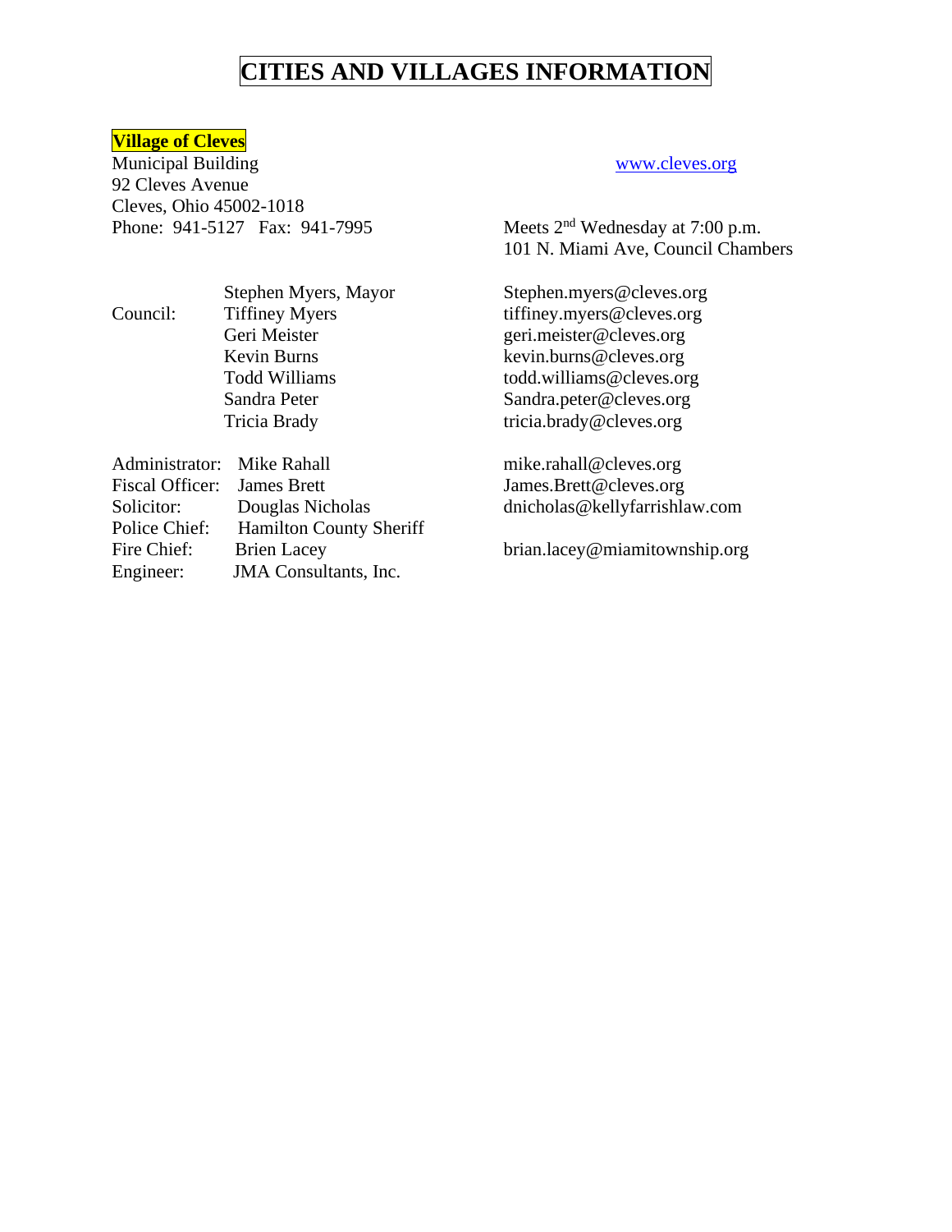# CITIES AND VILLAGES INFORMATION

## Village of Cleves

Municipal Building
92 Cleves Avenue
Cleves, Ohio 45002-1018
Phone: 941-5127 Fax: 941-7995

www.cleves.org

Meets 2nd Wednesday at 7:00 p.m.
101 N. Miami Ave, Council Chambers

| | | |
|---|---|---|
| | Stephen Myers, Mayor | Stephen.myers@cleves.org |
| Council: | Tiffiney Myers | tiffiney.myers@cleves.org |
| | Geri Meister | geri.meister@cleves.org |
| | Kevin Burns | kevin.burns@cleves.org |
| | Todd Williams | todd.williams@cleves.org |
| | Sandra Peter | Sandra.peter@cleves.org |
| | Tricia Brady | tricia.brady@cleves.org |
| Administrator: | Mike Rahall | mike.rahall@cleves.org |
| Fiscal Officer: | James Brett | James.Brett@cleves.org |
| Solicitor: | Douglas Nicholas | dnicholas@kellyfarrishlaw.com |
| Police Chief: | Hamilton County Sheriff | |
| Fire Chief: | Brien Lacey | brian.lacey@miamitownship.org |
| Engineer: | JMA Consultants, Inc. | |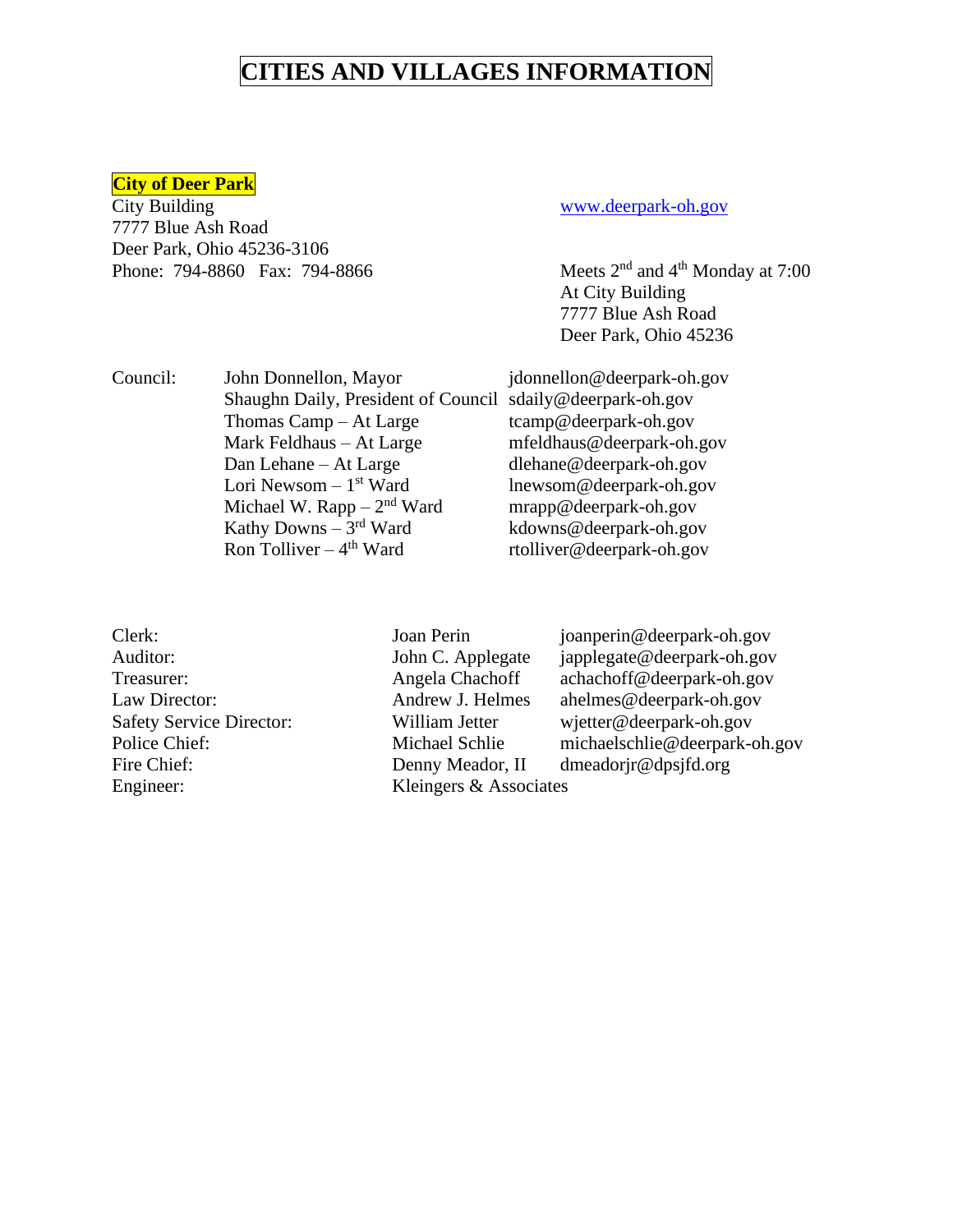# CITIES AND VILLAGES INFORMATION

## City of Deer Park

City Building
7777 Blue Ash Road
Deer Park, Ohio 45236-3106
Phone: 794-8860 Fax: 794-8866

www.deerpark-oh.gov

Meets 2nd and 4th Monday at 7:00
At City Building
7777 Blue Ash Road
Deer Park, Ohio 45236

| Council: | John Donnellon, Mayor | jdonnellon@deerpark-oh.gov |
|---|---|---|
| | Shaughn Daily, President of Council | sdaily@deerpark-oh.gov |
| | Thomas Camp – At Large | tcamp@deerpark-oh.gov |
| | Mark Feldhaus – At Large | mfeldhaus@deerpark-oh.gov |
| | Dan Lehane – At Large | dlehane@deerpark-oh.gov |
| | Lori Newsom – 1st Ward | lnewsom@deerpark-oh.gov |
| | Michael W. Rapp – 2nd Ward | mrapp@deerpark-oh.gov |
| | Kathy Downs – 3rd Ward | kdowns@deerpark-oh.gov |
| | Ron Tolliver – 4th Ward | rtolliver@deerpark-oh.gov |

| | | |
|---|---|---|
| Clerk: | Joan Perin | joanperin@deerpark-oh.gov |
| Auditor: | John C. Applegate | japplegate@deerpark-oh.gov |
| Treasurer: | Angela Chachoff | achachoff@deerpark-oh.gov |
| Law Director: | Andrew J. Helmes | ahelmes@deerpark-oh.gov |
| Safety Service Director: | William Jetter | wjetter@deerpark-oh.gov |
| Police Chief: | Michael Schlie | michaelschlie@deerpark-oh.gov |
| Fire Chief: | Denny Meador, II | dmeadorjr@dpsjfd.org |
| Engineer: | Kleingers & Associates | |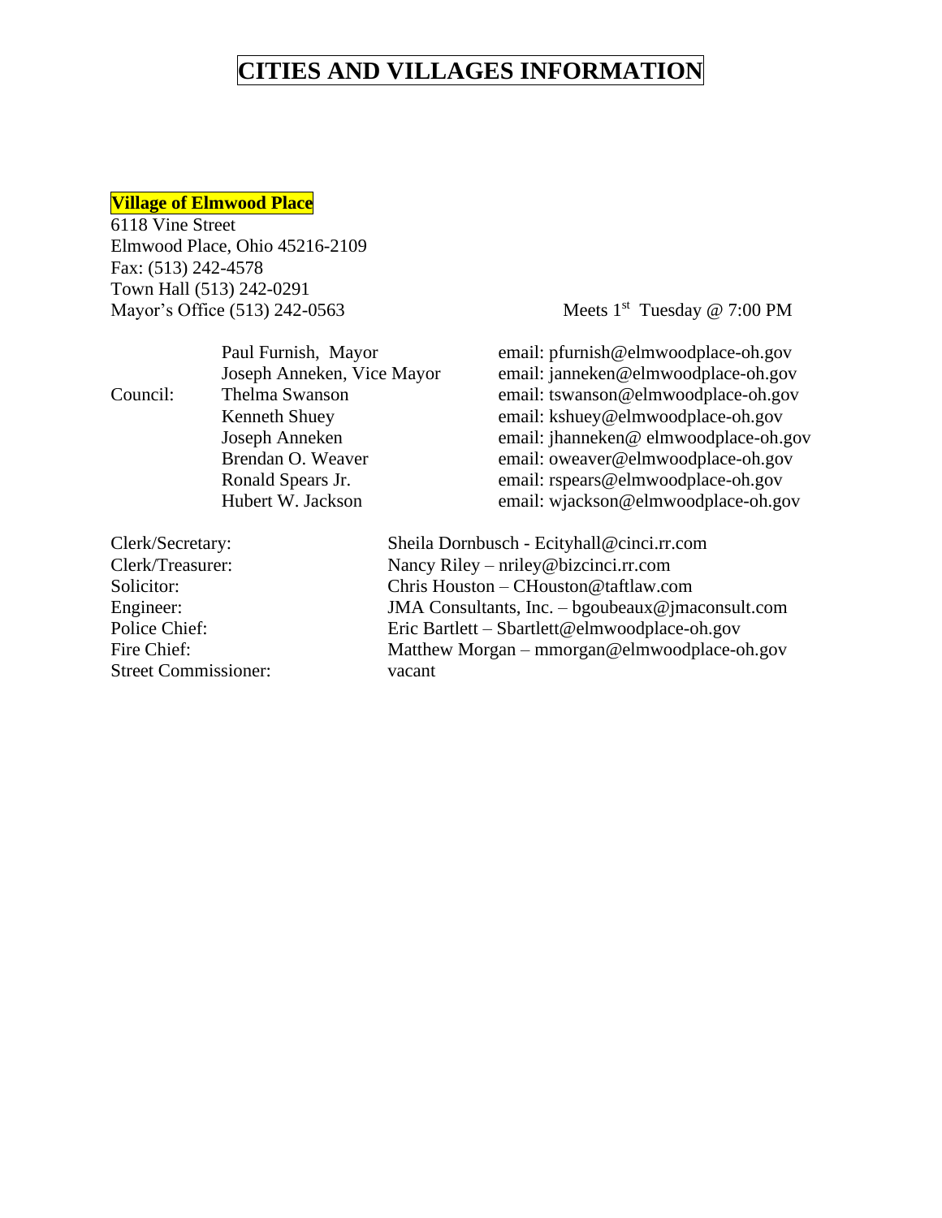# CITIES AND VILLAGES INFORMATION

**Village of Elmwood Place**

6118 Vine Street
Elmwood Place, Ohio 45216-2109
Fax: (513) 242-4578
Town Hall (513) 242-0291
Mayor's Office (513) 242-0563

Meets 1st Tuesday @ 7:00 PM

| | | |
|---|---|---|
| | Paul Furnish, Mayor | email: pfurnish@elmwoodplace-oh.gov |
| | Joseph Anneken, Vice Mayor | email: janneken@elmwoodplace-oh.gov |
| Council: | Thelma Swanson | email: tswanson@elmwoodplace-oh.gov |
| | Kenneth Shuey | email: kshuey@elmwoodplace-oh.gov |
| | Joseph Anneken | email: jhanneken@ elmwoodplace-oh.gov |
| | Brendan O. Weaver | email: oweaver@elmwoodplace-oh.gov |
| | Ronald Spears Jr. | email: rspears@elmwoodplace-oh.gov |
| | Hubert W. Jackson | email: wjackson@elmwoodplace-oh.gov |

| | |
|---|---|
| Clerk/Secretary: | Sheila Dornbusch - Ecityhall@cinci.rr.com |
| Clerk/Treasurer: | Nancy Riley – nriley@bizcinci.rr.com |
| Solicitor: | Chris Houston – CHouston@taftlaw.com |
| Engineer: | JMA Consultants, Inc. – bgoubeaux@jmaconsult.com |
| Police Chief: | Eric Bartlett – Sbartlett@elmwoodplace-oh.gov |
| Fire Chief: | Matthew Morgan – mmorgan@elmwoodplace-oh.gov |
| Street Commissioner: | vacant |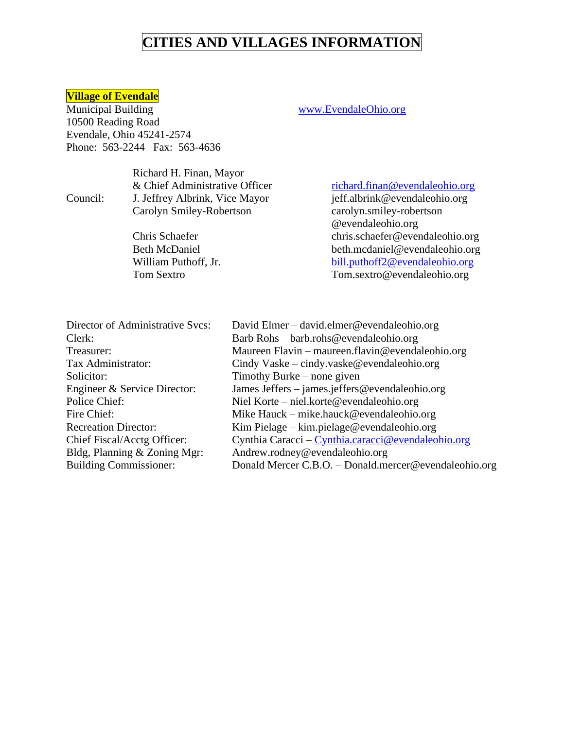# CITIES AND VILLAGES INFORMATION

## Village of Evendale

Municipal Building
10500 Reading Road
Evendale, Ohio 45241-2574
Phone: 563-2244 Fax: 563-4636

www.EvendaleOhio.org

| | Name | Email |
|---|---|---|
| | Richard H. Finan, Mayor & Chief Administrative Officer | richard.finan@evendaleohio.org |
| Council: | J. Jeffrey Albrink, Vice Mayor | jeff.albrink@evendaleohio.org |
| | Carolyn Smiley-Robertson | carolyn.smiley-robertson @evendaleohio.org |
| | Chris Schaefer | chris.schaefer@evendaleohio.org |
| | Beth McDaniel | beth.mcdaniel@evendaleohio.org |
| | William Puthoff, Jr. | bill.puthoff2@evendaleohio.org |
| | Tom Sextro | Tom.sextro@evendaleohio.org |

| Position | Contact |
|---|---|
| Director of Administrative Svcs: | David Elmer – david.elmer@evendaleohio.org |
| Clerk: | Barb Rohs – barb.rohs@evendaleohio.org |
| Treasurer: | Maureen Flavin – maureen.flavin@evendaleohio.org |
| Tax Administrator: | Cindy Vaske – cindy.vaske@evendaleohio.org |
| Solicitor: | Timothy Burke – none given |
| Engineer & Service Director: | James Jeffers – james.jeffers@evendaleohio.org |
| Police Chief: | Niel Korte – niel.korte@evendaleohio.org |
| Fire Chief: | Mike Hauck – mike.hauck@evendaleohio.org |
| Recreation Director: | Kim Pielage – kim.pielage@evendaleohio.org |
| Chief Fiscal/Acctg Officer: | Cynthia Caracci – Cynthia.caracci@evendaleohio.org |
| Bldg, Planning & Zoning Mgr: | Andrew.rodney@evendaleohio.org |
| Building Commissioner: | Donald Mercer C.B.O. – Donald.mercer@evendaleohio.org |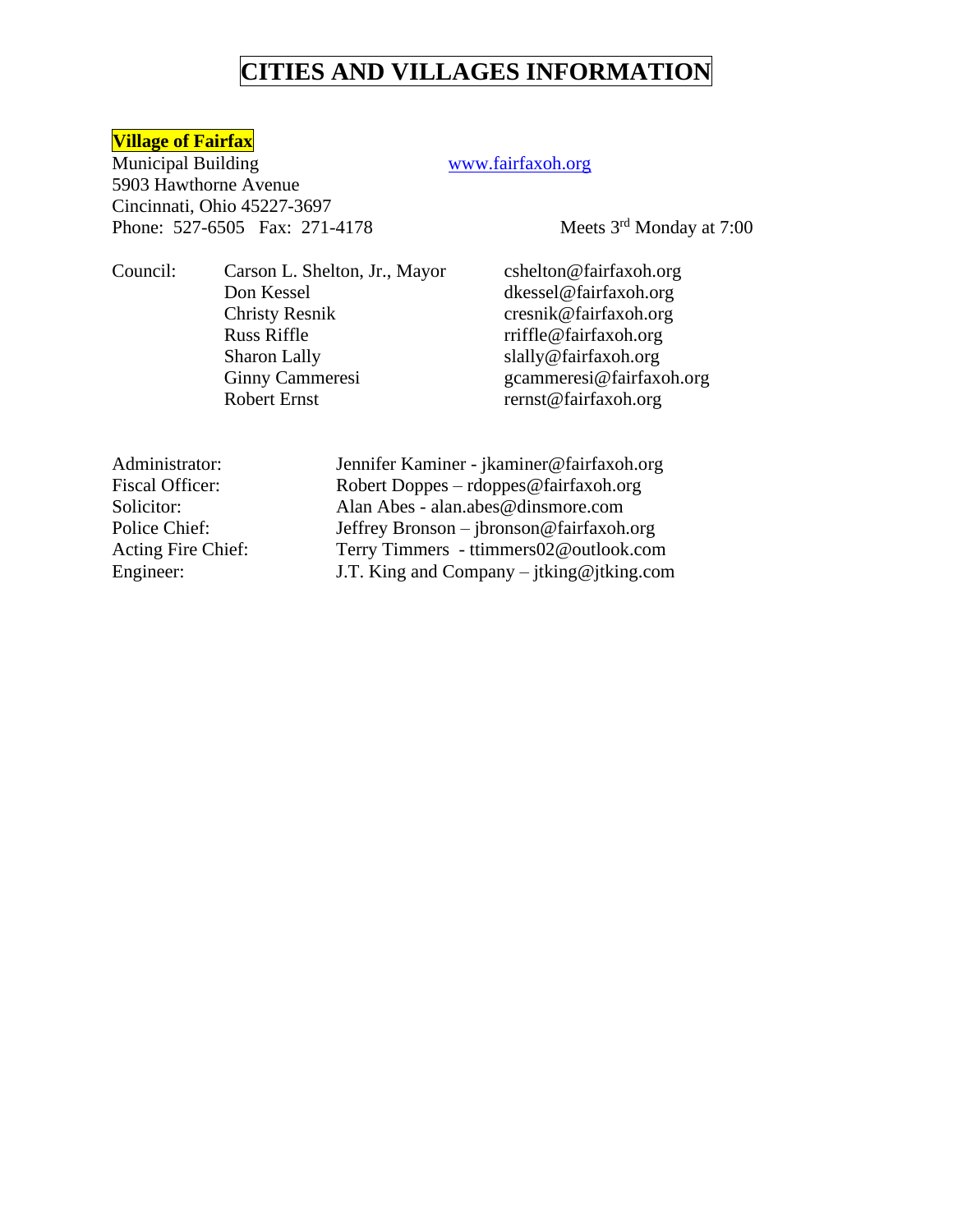# CITIES AND VILLAGES INFORMATION

**Village of Fairfax**

Municipal Building
5903 Hawthorne Avenue
Cincinnati, Ohio 45227-3697
Phone: 527-6505 Fax: 271-4178

www.fairfaxoh.org

Meets 3rd Monday at 7:00

| Council: | | |
|---|---|---|
| | Carson L. Shelton, Jr., Mayor | cshelton@fairfaxoh.org |
| | Don Kessel | dkessel@fairfaxoh.org |
| | Christy Resnik | cresnik@fairfaxoh.org |
| | Russ Riffle | rriffle@fairfaxoh.org |
| | Sharon Lally | slally@fairfaxoh.org |
| | Ginny Cammeresi | gcammeresi@fairfaxoh.org |
| | Robert Ernst | rernst@fairfaxoh.org |

Administrator: Jennifer Kaminer - jkaminer@fairfaxoh.org
Fiscal Officer: Robert Doppes – rdoppes@fairfaxoh.org
Solicitor: Alan Abes - alan.abes@dinsmore.com
Police Chief: Jeffrey Bronson – jbronson@fairfaxoh.org
Acting Fire Chief: Terry Timmers - ttimmers02@outlook.com
Engineer: J.T. King and Company – jtking@jtking.com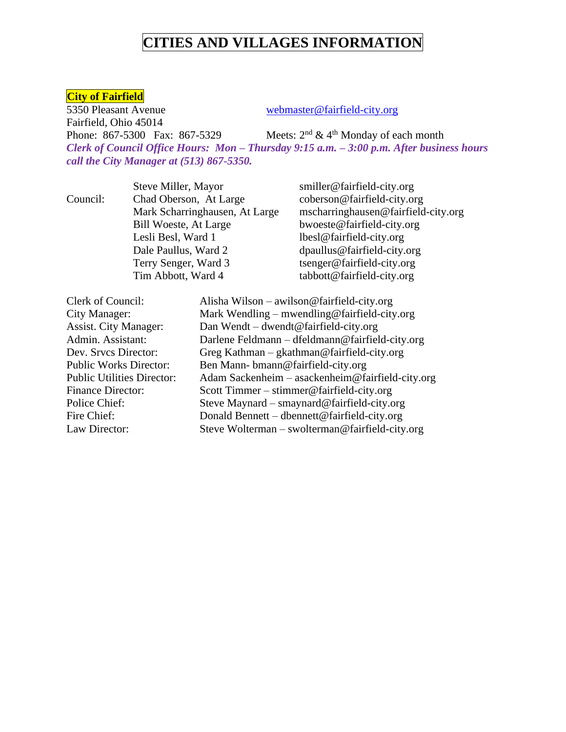# CITIES AND VILLAGES INFORMATION

## City of Fairfield

5350 Pleasant Avenue
Fairfield, Ohio 45014
Phone: 867-5300 Fax: 867-5329

webmaster@fairfield-city.org

Meets: 2nd & 4th Monday of each month

***Clerk of Council Office Hours: Mon – Thursday 9:15 a.m. – 3:00 p.m. After business hours call the City Manager at (513) 867-5350.***

| | | |
|---|---|---|
| | Steve Miller, Mayor | smiller@fairfield-city.org |
| Council: | Chad Oberson, At Large | coberson@fairfield-city.org |
| | Mark Scharringhausen, At Large | mscharringhausen@fairfield-city.org |
| | Bill Woeste, At Large | bwoeste@fairfield-city.org |
| | Lesli Besl, Ward 1 | lbesl@fairfield-city.org |
| | Dale Paullus, Ward 2 | dpaullus@fairfield-city.org |
| | Terry Senger, Ward 3 | tsenger@fairfield-city.org |
| | Tim Abbott, Ward 4 | tabbott@fairfield-city.org |

| | |
|---|---|
| Clerk of Council: | Alisha Wilson – awilson@fairfield-city.org |
| City Manager: | Mark Wendling – mwendling@fairfield-city.org |
| Assist. City Manager: | Dan Wendt – dwendt@fairfield-city.org |
| Admin. Assistant: | Darlene Feldmann – dfeldmann@fairfield-city.org |
| Dev. Srvcs Director: | Greg Kathman – gkathman@fairfield-city.org |
| Public Works Director: | Ben Mann- bmann@fairfield-city.org |
| Public Utilities Director: | Adam Sackenheim – asackenheim@fairfield-city.org |
| Finance Director: | Scott Timmer – stimmer@fairfield-city.org |
| Police Chief: | Steve Maynard – smaynard@fairfield-city.org |
| Fire Chief: | Donald Bennett – dbennett@fairfield-city.org |
| Law Director: | Steve Wolterman – swolterman@fairfield-city.org |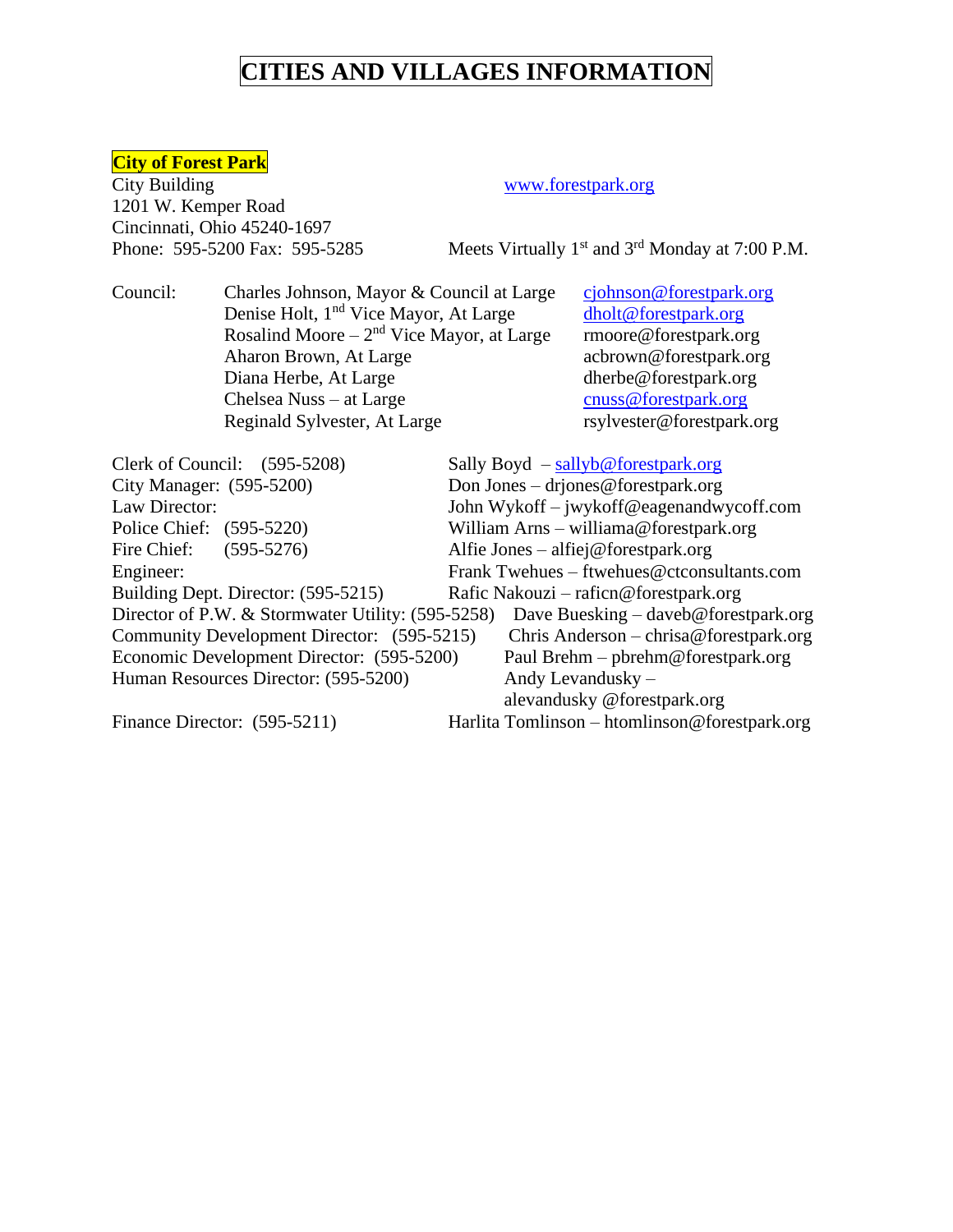# CITIES AND VILLAGES INFORMATION

## City of Forest Park

City Building
1201 W. Kemper Road
Cincinnati, Ohio 45240-1697
Phone: 595-5200 Fax: 595-5285

www.forestpark.org

Meets Virtually 1st and 3rd Monday at 7:00 P.M.

Council:

| Name | Email |
|---|---|
| Charles Johnson, Mayor & Council at Large | cjohnson@forestpark.org |
| Denise Holt, 1nd Vice Mayor, At Large | dholt@forestpark.org |
| Rosalind Moore – 2nd Vice Mayor, at Large | rmoore@forestpark.org |
| Aharon Brown, At Large | acbrown@forestpark.org |
| Diana Herbe, At Large | dherbe@forestpark.org |
| Chelsea Nuss – at Large | cnuss@forestpark.org |
| Reginald Sylvester, At Large | rsylvester@forestpark.org |

| Position | Contact |
|---|---|
| Clerk of Council: (595-5208) | Sally Boyd – sallyb@forestpark.org |
| City Manager: (595-5200) | Don Jones – drjones@forestpark.org |
| Law Director: | John Wykoff – jwykoff@eagenandwycoff.com |
| Police Chief: (595-5220) | William Arns – williama@forestpark.org |
| Fire Chief: (595-5276) | Alfie Jones – alfiej@forestpark.org |
| Engineer: | Frank Twehues – ftwehues@ctconsultants.com |
| Building Dept. Director: (595-5215) | Rafic Nakouzi – raficn@forestpark.org |
| Director of P.W. & Stormwater Utility: (595-5258) | Dave Buesking – daveb@forestpark.org |
| Community Development Director: (595-5215) | Chris Anderson – chrisa@forestpark.org |
| Economic Development Director: (595-5200) | Paul Brehm – pbrehm@forestpark.org |
| Human Resources Director: (595-5200) | Andy Levandusky – alevandusky @forestpark.org |
| Finance Director: (595-5211) | Harlita Tomlinson – htomlinson@forestpark.org |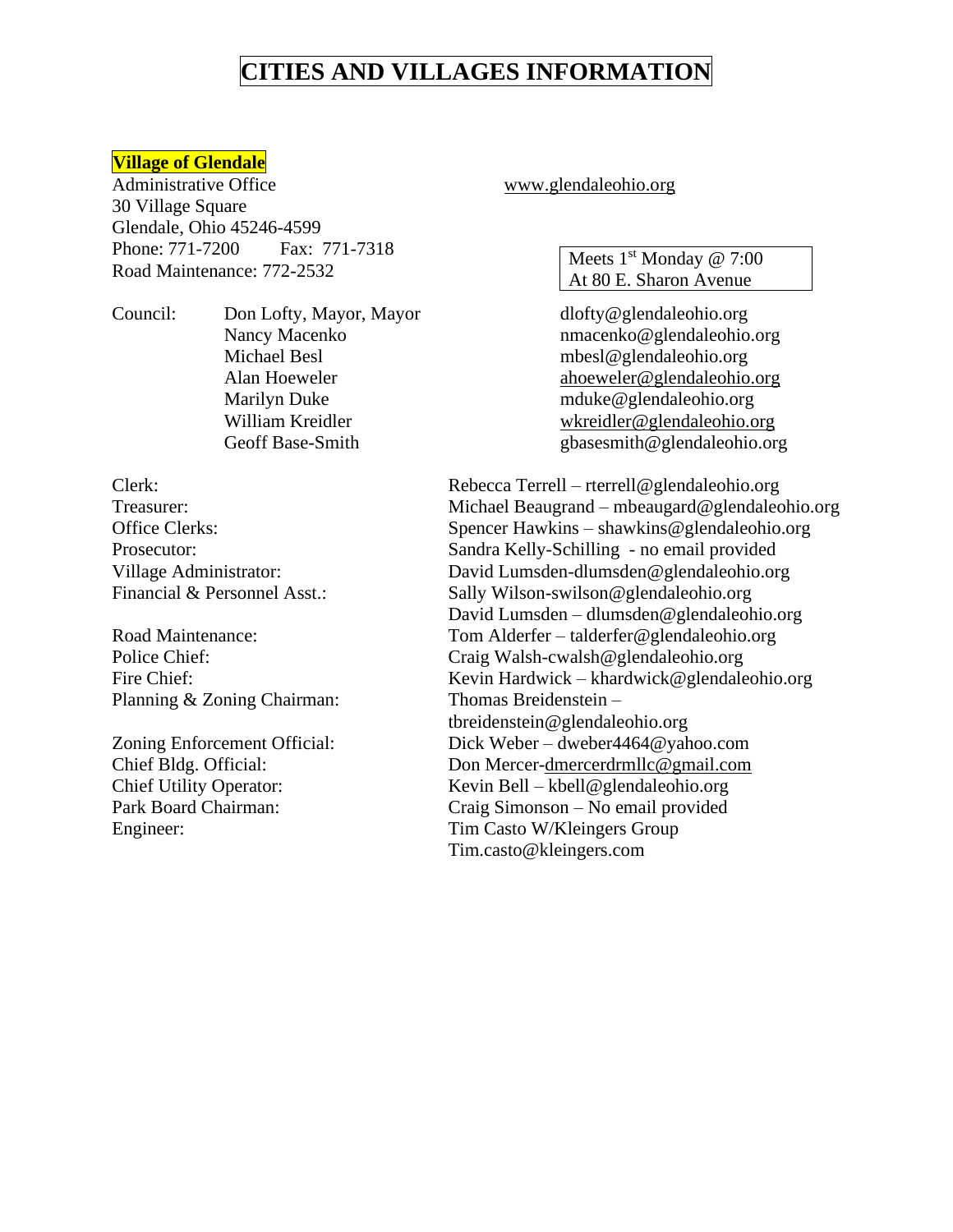# CITIES AND VILLAGES INFORMATION

## Village of Glendale

Administrative Office
30 Village Square
Glendale, Ohio 45246-4599
Phone: 771-7200 Fax: 771-7318
Road Maintenance: 772-2532

www.glendaleohio.org

Meets 1st Monday @ 7:00
At 80 E. Sharon Avenue

| Council: | |
|---|---|
| Don Lofty, Mayor, Mayor | dlofty@glendaleohio.org |
| Nancy Macenko | nmacenko@glendaleohio.org |
| Michael Besl | mbesl@glendaleohio.org |
| Alan Hoeweler | ahoeweler@glendaleohio.org |
| Marilyn Duke | mduke@glendaleohio.org |
| William Kreidler | wkreidler@glendaleohio.org |
| Geoff Base-Smith | gbasesmith@glendaleohio.org |

Clerk: Rebecca Terrell – rterrell@glendaleohio.org
Treasurer: Michael Beaugrand – mbeaugard@glendaleohio.org
Office Clerks: Spencer Hawkins – shawkins@glendaleohio.org
Prosecutor: Sandra Kelly-Schilling - no email provided
Village Administrator: David Lumsden-dlumsden@glendaleohio.org
Financial & Personnel Asst.: Sally Wilson-swilson@glendaleohio.org
David Lumsden – dlumsden@glendaleohio.org

Road Maintenance: Tom Alderfer – talderfer@glendaleohio.org
Police Chief: Craig Walsh-cwalsh@glendaleohio.org
Fire Chief: Kevin Hardwick – khardwick@glendaleohio.org
Planning & Zoning Chairman: Thomas Breidenstein – tbreidenstein@glendaleohio.org

Zoning Enforcement Official: Dick Weber – dweber4464@yahoo.com
Chief Bldg. Official: Don Mercer-dmercerdrmllc@gmail.com
Chief Utility Operator: Kevin Bell – kbell@glendaleohio.org
Park Board Chairman: Craig Simonson – No email provided
Engineer: Tim Casto W/Kleingers Group
Tim.casto@kleingers.com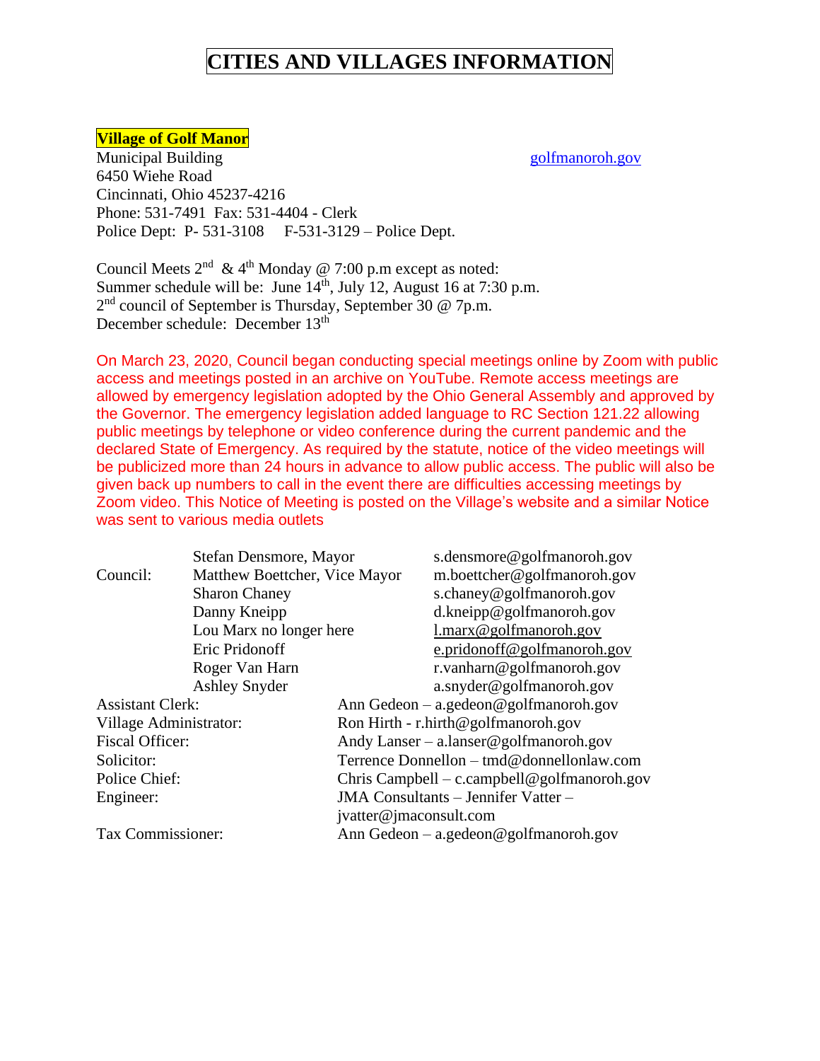# CITIES AND VILLAGES INFORMATION

**Village of Golf Manor**

Municipal Building
6450 Wiehe Road
Cincinnati, Ohio 45237-4216
Phone: 531-7491 Fax: 531-4404 - Clerk
Police Dept: P- 531-3108 F-531-3129 – Police Dept.

golfmanoroh.gov

Council Meets 2nd & 4th Monday @ 7:00 p.m except as noted:
Summer schedule will be: June 14th, July 12, August 16 at 7:30 p.m.
2nd council of September is Thursday, September 30 @ 7p.m.
December schedule: December 13th

On March 23, 2020, Council began conducting special meetings online by Zoom with public access and meetings posted in an archive on YouTube. Remote access meetings are allowed by emergency legislation adopted by the Ohio General Assembly and approved by the Governor. The emergency legislation added language to RC Section 121.22 allowing public meetings by telephone or video conference during the current pandemic and the declared State of Emergency. As required by the statute, notice of the video meetings will be publicized more than 24 hours in advance to allow public access. The public will also be given back up numbers to call in the event there are difficulties accessing meetings by Zoom video. This Notice of Meeting is posted on the Village's website and a similar Notice was sent to various media outlets

| | | |
|---|---|---|
| | Stefan Densmore, Mayor | s.densmore@golfmanoroh.gov |
| Council: | Matthew Boettcher, Vice Mayor | m.boettcher@golfmanoroh.gov |
| | Sharon Chaney | s.chaney@golfmanoroh.gov |
| | Danny Kneipp | d.kneipp@golfmanoroh.gov |
| | Lou Marx no longer here | l.marx@golfmanoroh.gov |
| | Eric Pridonoff | e.pridonoff@golfmanoroh.gov |
| | Roger Van Harn | r.vanharn@golfmanoroh.gov |
| | Ashley Snyder | a.snyder@golfmanoroh.gov |

Assistant Clerk: Ann Gedeon – a.gedeon@golfmanoroh.gov
Village Administrator: Ron Hirth - r.hirth@golfmanoroh.gov
Fiscal Officer: Andy Lanser – a.lanser@golfmanoroh.gov
Solicitor: Terrence Donnellon – tmd@donnellonlaw.com
Police Chief: Chris Campbell – c.campbell@golfmanoroh.gov
Engineer: JMA Consultants – Jennifer Vatter – jvatter@jmaconsult.com
Tax Commissioner: Ann Gedeon – a.gedeon@golfmanoroh.gov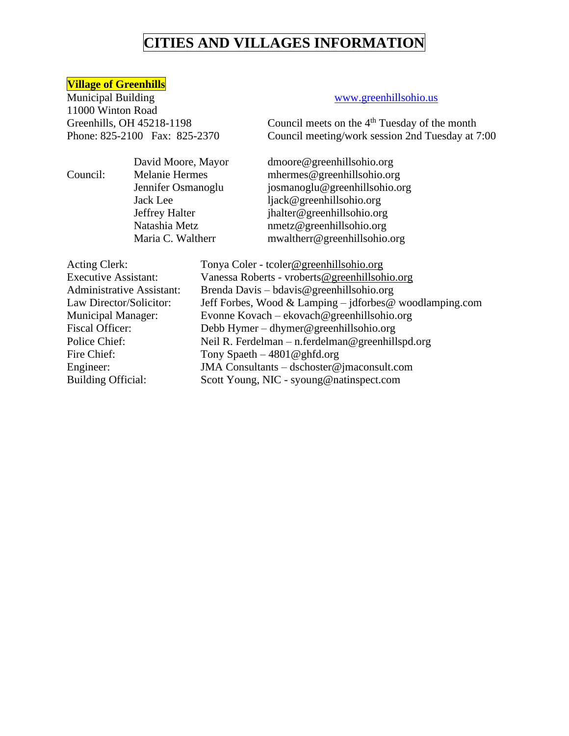# CITIES AND VILLAGES INFORMATION

## Village of Greenhills

Municipal Building
11000 Winton Road
Greenhills, OH 45218-1198
Phone: 825-2100 Fax: 825-2370

www.greenhillsohio.us

Council meets on the 4th Tuesday of the month
Council meeting/work session 2nd Tuesday at 7:00

| | | |
|---|---|---|
| | David Moore, Mayor | dmoore@greenhillsohio.org |
| Council: | Melanie Hermes | mhermes@greenhillsohio.org |
| | Jennifer Osmanoglu | josmanoglu@greenhillsohio.org |
| | Jack Lee | ljack@greenhillsohio.org |
| | Jeffrey Halter | jhalter@greenhillsohio.org |
| | Natashia Metz | nmetz@greenhillsohio.org |
| | Maria C. Waltherr | mwaltherr@greenhillsohio.org |

| | |
|---|---|
| Acting Clerk: | Tonya Coler - tcoler@greenhillsohio.org |
| Executive Assistant: | Vanessa Roberts - vroberts@greenhillsohio.org |
| Administrative Assistant: | Brenda Davis – bdavis@greenhillsohio.org |
| Law Director/Solicitor: | Jeff Forbes, Wood & Lamping – jdforbes@ woodlamping.com |
| Municipal Manager: | Evonne Kovach – ekovach@greenhillsohio.org |
| Fiscal Officer: | Debb Hymer – dhymer@greenhillsohio.org |
| Police Chief: | Neil R. Ferdelman – n.ferdelman@greenhillspd.org |
| Fire Chief: | Tony Spaeth – 4801@ghfd.org |
| Engineer: | JMA Consultants – dschoster@jmaconsult.com |
| Building Official: | Scott Young, NIC - syoung@natinspect.com |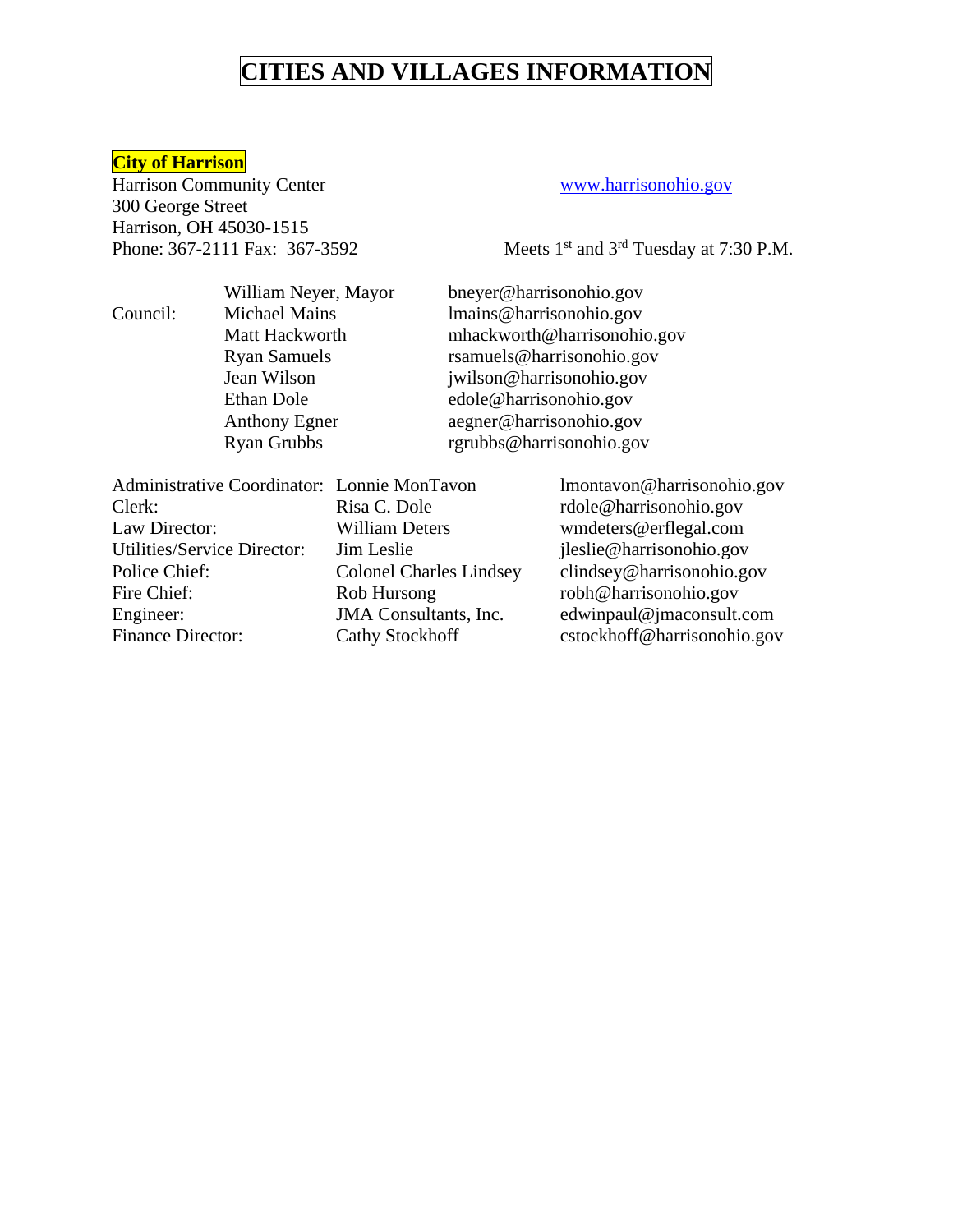# CITIES AND VILLAGES INFORMATION

## City of Harrison

Harrison Community Center
300 George Street
Harrison, OH 45030-1515
Phone: 367-2111 Fax: 367-3592

www.harrisonohio.gov

Meets 1st and 3rd Tuesday at 7:30 P.M.

| | | |
|---|---|---|
| | William Neyer, Mayor | bneyer@harrisonohio.gov |
| Council: | Michael Mains | lmains@harrisonohio.gov |
| | Matt Hackworth | mhackworth@harrisonohio.gov |
| | Ryan Samuels | rsamuels@harrisonohio.gov |
| | Jean Wilson | jwilson@harrisonohio.gov |
| | Ethan Dole | edole@harrisonohio.gov |
| | Anthony Egner | aegner@harrisonohio.gov |
| | Ryan Grubbs | rgrubbs@harrisonohio.gov |

| | | |
|---|---|---|
| Administrative Coordinator: | Lonnie MonTavon | lmontavon@harrisonohio.gov |
| Clerk: | Risa C. Dole | rdole@harrisonohio.gov |
| Law Director: | William Deters | wmdeters@erflegal.com |
| Utilities/Service Director: | Jim Leslie | jleslie@harrisonohio.gov |
| Police Chief: | Colonel Charles Lindsey | clindsey@harrisonohio.gov |
| Fire Chief: | Rob Hursong | robh@harrisonohio.gov |
| Engineer: | JMA Consultants, Inc. | edwinpaul@jmaconsult.com |
| Finance Director: | Cathy Stockhoff | cstockhoff@harrisonohio.gov |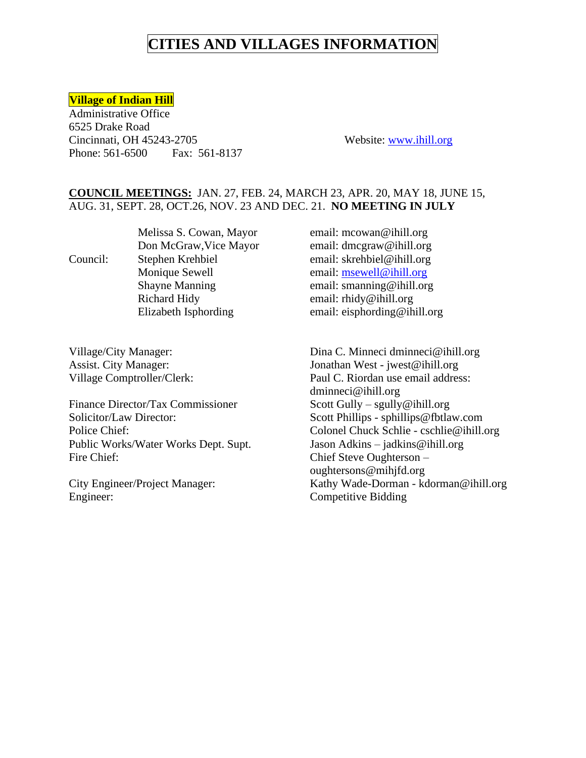# CITIES AND VILLAGES INFORMATION

**Village of Indian Hill**

Administrative Office
6525 Drake Road
Cincinnati, OH 45243-2705
Phone: 561-6500 Fax: 561-8137

Website: www.ihill.org

**COUNCIL MEETINGS:** JAN. 27, FEB. 24, MARCH 23, APR. 20, MAY 18, JUNE 15, AUG. 31, SEPT. 28, OCT.26, NOV. 23 AND DEC. 21. **NO MEETING IN JULY**

| | | |
|---|---|---|
| | Melissa S. Cowan, Mayor | email: mcowan@ihill.org |
| | Don McGraw,Vice Mayor | email: dmcgraw@ihill.org |
| Council: | Stephen Krehbiel | email: skrehbiel@ihill.org |
| | Monique Sewell | email: msewell@ihill.org |
| | Shayne Manning | email: smanning@ihill.org |
| | Richard Hidy | email: rhidy@ihill.org |
| | Elizabeth Isphording | email: eisphording@ihill.org |

| | |
|---|---|
| Village/City Manager: | Dina C. Minneci dminneci@ihill.org |
| Assist. City Manager: | Jonathan West - jwest@ihill.org |
| Village Comptroller/Clerk: | Paul C. Riordan use email address: dminneci@ihill.org |
| Finance Director/Tax Commissioner | Scott Gully – sgully@ihill.org |
| Solicitor/Law Director: | Scott Phillips - sphillips@fbtlaw.com |
| Police Chief: | Colonel Chuck Schlie - cschlie@ihill.org |
| Public Works/Water Works Dept. Supt. | Jason Adkins – jadkins@ihill.org |
| Fire Chief: | Chief Steve Oughterson – oughtersons@mihjfd.org |
| City Engineer/Project Manager: | Kathy Wade-Dorman - kdorman@ihill.org |
| Engineer: | Competitive Bidding |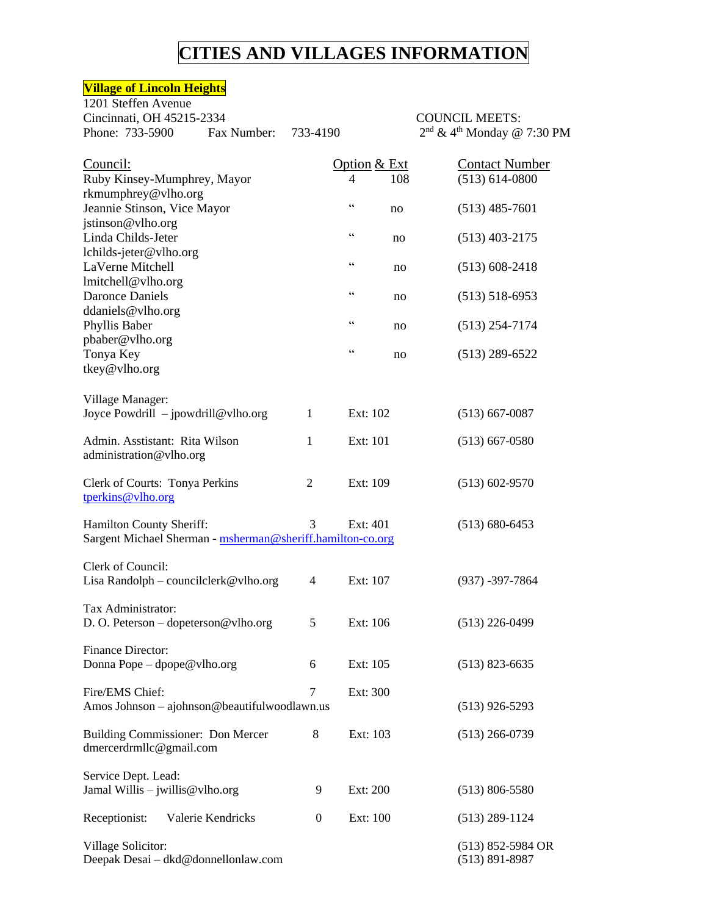# CITIES AND VILLAGES INFORMATION

**Village of Lincoln Heights**

1201 Steffen Avenue
Cincinnati, OH 45215-2334
Phone: 733-5900 Fax Number: 733-4190

COUNCIL MEETS:
2nd & 4th Monday @ 7:30 PM

| Council: | Option | Ext | Contact Number |
|---|---|---|---|
| Ruby Kinsey-Mumphrey, Mayor<br>rkmumphrey@vlho.org | 4 | 108 | (513) 614-0800 |
| Jeannie Stinson, Vice Mayor<br>jstinson@vlho.org | " | no | (513) 485-7601 |
| Linda Childs-Jeter<br>lchilds-jeter@vlho.org | " | no | (513) 403-2175 |
| LaVerne Mitchell<br>lmitchell@vlho.org | " | no | (513) 608-2418 |
| Daronce Daniels<br>ddaniels@vlho.org | " | no | (513) 518-6953 |
| Phyllis Baber<br>pbaber@vlho.org | " | no | (513) 254-7174 |
| Tonya Key<br>tkey@vlho.org | " | no | (513) 289-6522 |

| | Option | Ext | Contact Number |
|---|---|---|---|
| Village Manager:<br>Joyce Powdrill – jpowdrill@vlho.org | 1 | Ext: 102 | (513) 667-0087 |
| Admin. Asstistant: Rita Wilson<br>administration@vlho.org | 1 | Ext: 101 | (513) 667-0580 |
| Clerk of Courts: Tonya Perkins<br>tperkins@vlho.org | 2 | Ext: 109 | (513) 602-9570 |
| Hamilton County Sheriff:<br>Sargent Michael Sherman - msherman@sheriff.hamilton-co.org | 3 | Ext: 401 | (513) 680-6453 |
| Clerk of Council:<br>Lisa Randolph – councilclerk@vlho.org | 4 | Ext: 107 | (937) -397-7864 |
| Tax Administrator:<br>D. O. Peterson – dopeterson@vlho.org | 5 | Ext: 106 | (513) 226-0499 |
| Finance Director:<br>Donna Pope – dpope@vlho.org | 6 | Ext: 105 | (513) 823-6635 |
| Fire/EMS Chief:<br>Amos Johnson – ajohnson@beautifulwoodlawn.us | 7 | Ext: 300 | (513) 926-5293 |
| Building Commissioner: Don Mercer<br>dmercerdrmllc@gmail.com | 8 | Ext: 103 | (513) 266-0739 |
| Service Dept. Lead:<br>Jamal Willis – jwillis@vlho.org | 9 | Ext: 200 | (513) 806-5580 |
| Receptionist: Valerie Kendricks | 0 | Ext: 100 | (513) 289-1124 |
| Village Solicitor:<br>Deepak Desai – dkd@donnellonlaw.com | | | (513) 852-5984 OR<br>(513) 891-8987 |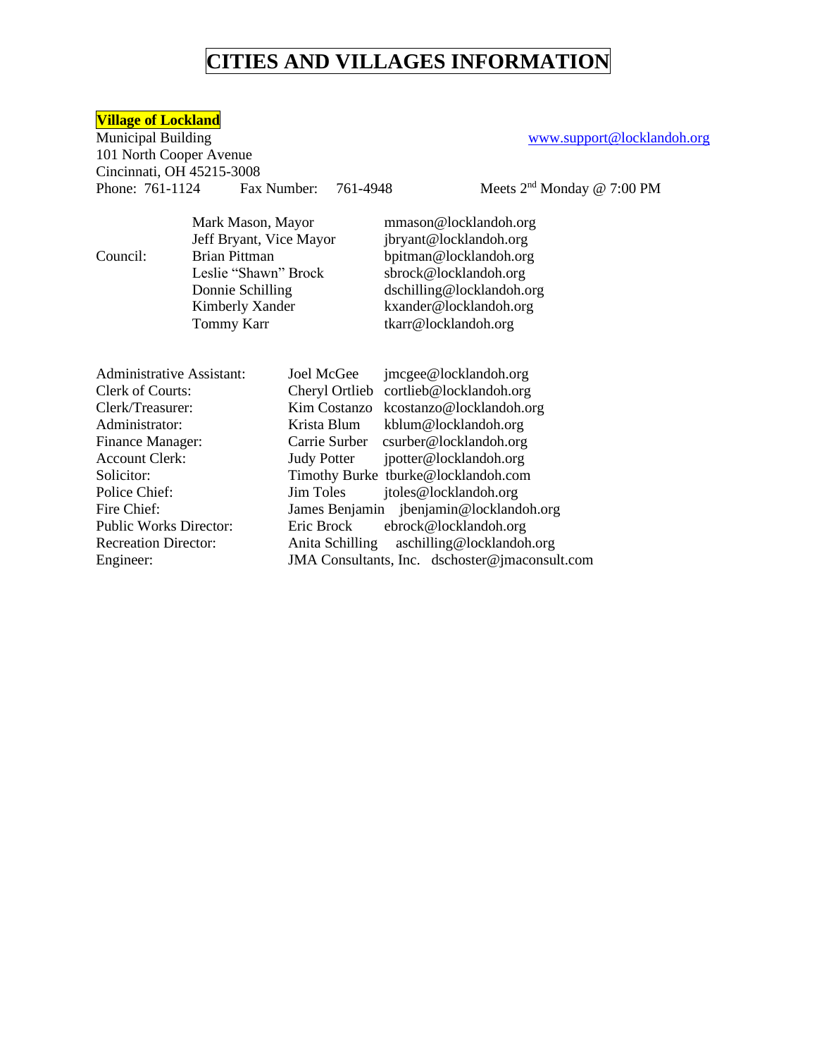# CITIES AND VILLAGES INFORMATION

**Village of Lockland**

Municipal Building
101 North Cooper Avenue
Cincinnati, OH 45215-3008
Phone: 761-1124 Fax Number: 761-4948

www.support@locklandoh.org

Meets 2nd Monday @ 7:00 PM

| | | |
|---|---|---|
| | Mark Mason, Mayor | mmason@locklandoh.org |
| | Jeff Bryant, Vice Mayor | jbryant@locklandoh.org |
| Council: | Brian Pittman | bpitman@locklandoh.org |
| | Leslie "Shawn" Brock | sbrock@locklandoh.org |
| | Donnie Schilling | dschilling@locklandoh.org |
| | Kimberly Xander | kxander@locklandoh.org |
| | Tommy Karr | tkarr@locklandoh.org |

| | | |
|---|---|---|
| Administrative Assistant: | Joel McGee | jmcgee@locklandoh.org |
| Clerk of Courts: | Cheryl Ortlieb | cortlieb@locklandoh.org |
| Clerk/Treasurer: | Kim Costanzo | kcostanzo@locklandoh.org |
| Administrator: | Krista Blum | kblum@locklandoh.org |
| Finance Manager: | Carrie Surber | csurber@locklandoh.org |
| Account Clerk: | Judy Potter | jpotter@locklandoh.org |
| Solicitor: | Timothy Burke | tburke@locklandoh.com |
| Police Chief: | Jim Toles | jtoles@locklandoh.org |
| Fire Chief: | James Benjamin | jbenjamin@locklandoh.org |
| Public Works Director: | Eric Brock | ebrock@locklandoh.org |
| Recreation Director: | Anita Schilling | aschilling@locklandoh.org |
| Engineer: | JMA Consultants, Inc. | dschoster@jmaconsult.com |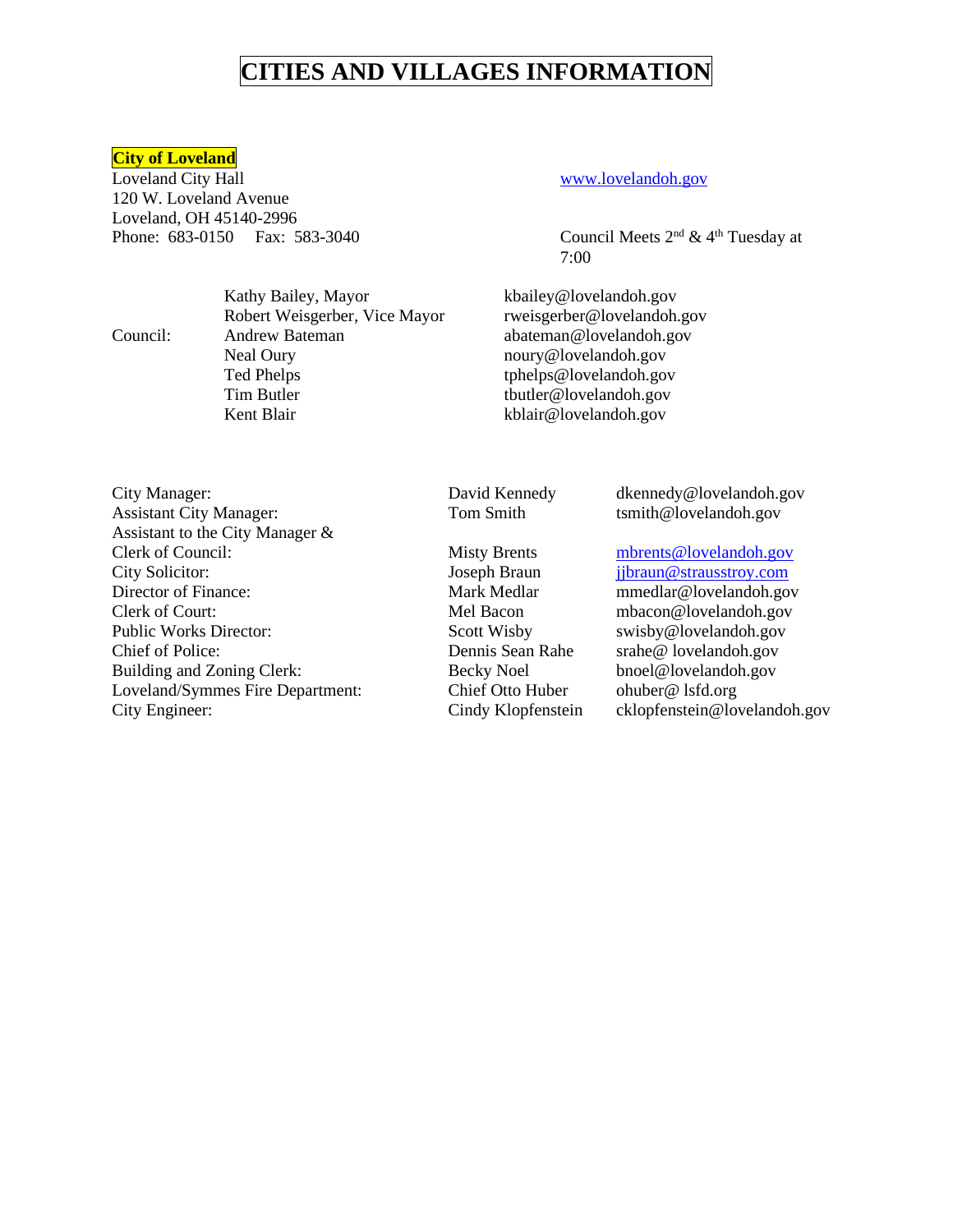# CITIES AND VILLAGES INFORMATION

## City of Loveland

Loveland City Hall
120 W. Loveland Avenue
Loveland, OH 45140-2996
Phone: 683-0150 Fax: 583-3040

www.lovelandoh.gov

Council Meets 2nd & 4th Tuesday at 7:00

| | | |
|---|---|---|
| Council: | Kathy Bailey, Mayor | kbailey@lovelandoh.gov |
| | Robert Weisgerber, Vice Mayor | rweisgerber@lovelandoh.gov |
| | Andrew Bateman | abateman@lovelandoh.gov |
| | Neal Oury | noury@lovelandoh.gov |
| | Ted Phelps | tphelps@lovelandoh.gov |
| | Tim Butler | tbutler@lovelandoh.gov |
| | Kent Blair | kblair@lovelandoh.gov |

| | | |
|---|---|---|
| City Manager: | David Kennedy | dkennedy@lovelandoh.gov |
| Assistant City Manager: | Tom Smith | tsmith@lovelandoh.gov |
| Assistant to the City Manager & Clerk of Council: | Misty Brents | mbrents@lovelandoh.gov |
| City Solicitor: | Joseph Braun | jjbraun@strausstroy.com |
| Director of Finance: | Mark Medlar | mmedlar@lovelandoh.gov |
| Clerk of Court: | Mel Bacon | mbacon@lovelandoh.gov |
| Public Works Director: | Scott Wisby | swisby@lovelandoh.gov |
| Chief of Police: | Dennis Sean Rahe | srahe@ lovelandoh.gov |
| Building and Zoning Clerk: | Becky Noel | bnoel@lovelandoh.gov |
| Loveland/Symmes Fire Department: | Chief Otto Huber | ohuber@ lsfd.org |
| City Engineer: | Cindy Klopfenstein | cklopfenstein@lovelandoh.gov |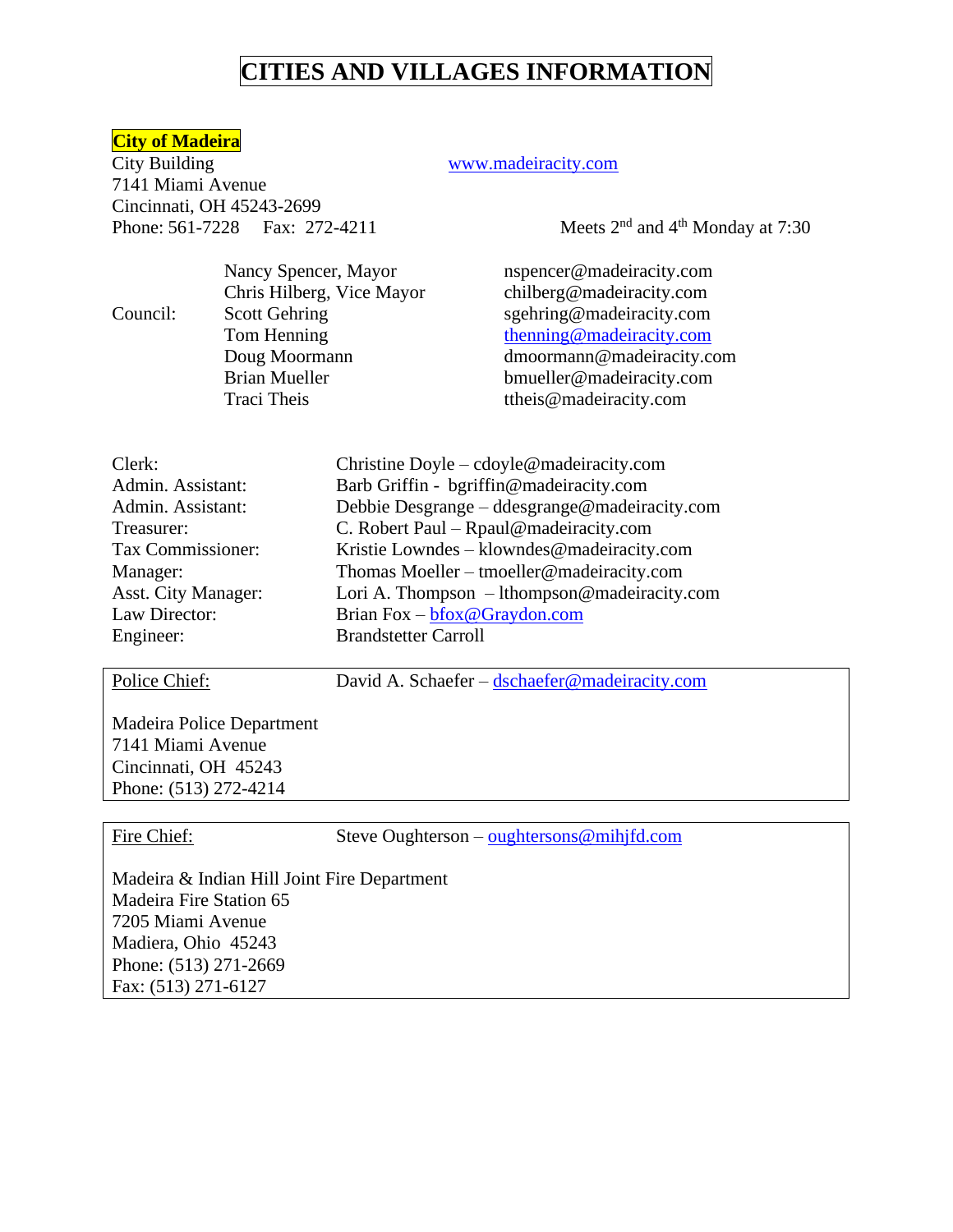# CITIES AND VILLAGES INFORMATION

## City of Madeira

City Building
7141 Miami Avenue
Cincinnati, OH 45243-2699
Phone: 561-7228 Fax: 272-4211

www.madeiracity.com

Meets 2nd and 4th Monday at 7:30

| Council: | | |
|---|---|---|
| | Nancy Spencer, Mayor | nspencer@madeiracity.com |
| | Chris Hilberg, Vice Mayor | chilberg@madeiracity.com |
| | Scott Gehring | sgehring@madeiracity.com |
| | Tom Henning | thenning@madeiracity.com |
| | Doug Moormann | dmoormann@madeiracity.com |
| | Brian Mueller | bmueller@madeiracity.com |
| | Traci Theis | ttheis@madeiracity.com |

| | |
|---|---|
| Clerk: | Christine Doyle – cdoyle@madeiracity.com |
| Admin. Assistant: | Barb Griffin - bgriffin@madeiracity.com |
| Admin. Assistant: | Debbie Desgrange – ddesgrange@madeiracity.com |
| Treasurer: | C. Robert Paul – Rpaul@madeiracity.com |
| Tax Commissioner: | Kristie Lowndes – klowndes@madeiracity.com |
| Manager: | Thomas Moeller – tmoeller@madeiracity.com |
| Asst. City Manager: | Lori A. Thompson – lthompson@madeiracity.com |
| Law Director: | Brian Fox – bfox@Graydon.com |
| Engineer: | Brandstetter Carroll |

Police Chief: David A. Schaefer – dschaefer@madeiracity.com

Madeira Police Department
7141 Miami Avenue
Cincinnati, OH 45243
Phone: (513) 272-4214

Fire Chief: Steve Oughterson – oughtersons@mihjfd.com

Madeira & Indian Hill Joint Fire Department
Madeira Fire Station 65
7205 Miami Avenue
Madiera, Ohio 45243
Phone: (513) 271-2669
Fax: (513) 271-6127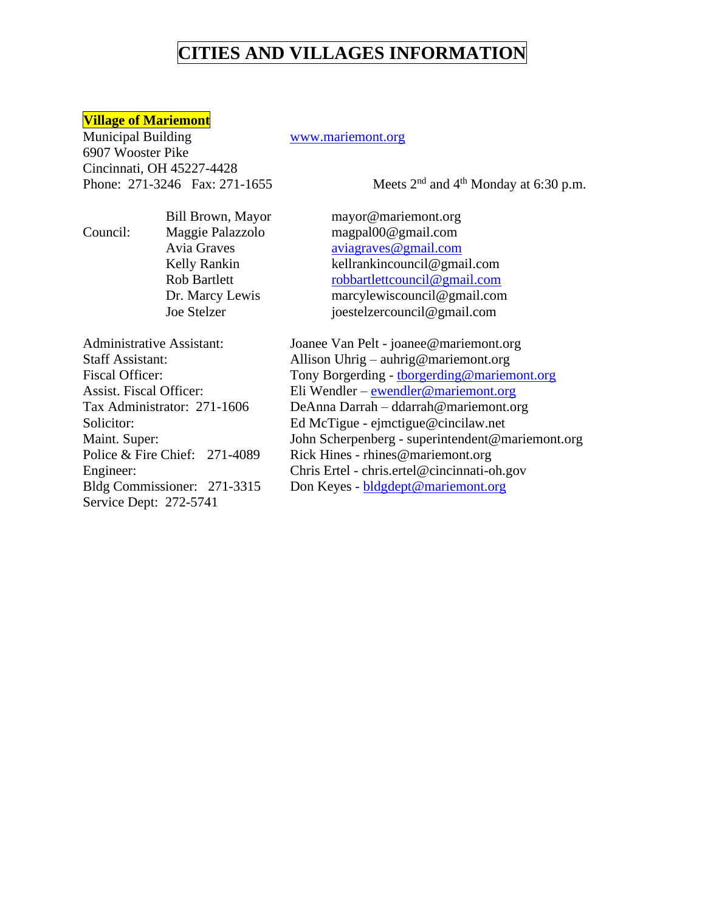# CITIES AND VILLAGES INFORMATION

## Village of Mariemont

Municipal Building
6907 Wooster Pike
Cincinnati, OH 45227-4428
Phone: 271-3246 Fax: 271-1655

www.mariemont.org

Meets 2nd and 4th Monday at 6:30 p.m.

| | | |
|---|---|---|
| | Bill Brown, Mayor | mayor@mariemont.org |
| Council: | Maggie Palazzolo | magpal00@gmail.com |
| | Avia Graves | aviagraves@gmail.com |
| | Kelly Rankin | kellrankincouncil@gmail.com |
| | Rob Bartlett | robbartlettcouncil@gmail.com |
| | Dr. Marcy Lewis | marcylewiscouncil@gmail.com |
| | Joe Stelzer | joestelzercouncil@gmail.com |

| | |
|---|---|
| Administrative Assistant: | Joanee Van Pelt - joanee@mariemont.org |
| Staff Assistant: | Allison Uhrig – auhrig@mariemont.org |
| Fiscal Officer: | Tony Borgerding - tborgerding@mariemont.org |
| Assist. Fiscal Officer: | Eli Wendler – ewendler@mariemont.org |
| Tax Administrator: 271-1606 | DeAnna Darrah – ddarrah@mariemont.org |
| Solicitor: | Ed McTigue - ejmctigue@cincilaw.net |
| Maint. Super: | John Scherpenberg - superintendent@mariemont.org |
| Police & Fire Chief: 271-4089 | Rick Hines - rhines@mariemont.org |
| Engineer: | Chris Ertel - chris.ertel@cincinnati-oh.gov |
| Bldg Commissioner: 271-3315 | Don Keyes - bldgdept@mariemont.org |
| Service Dept: 272-5741 | |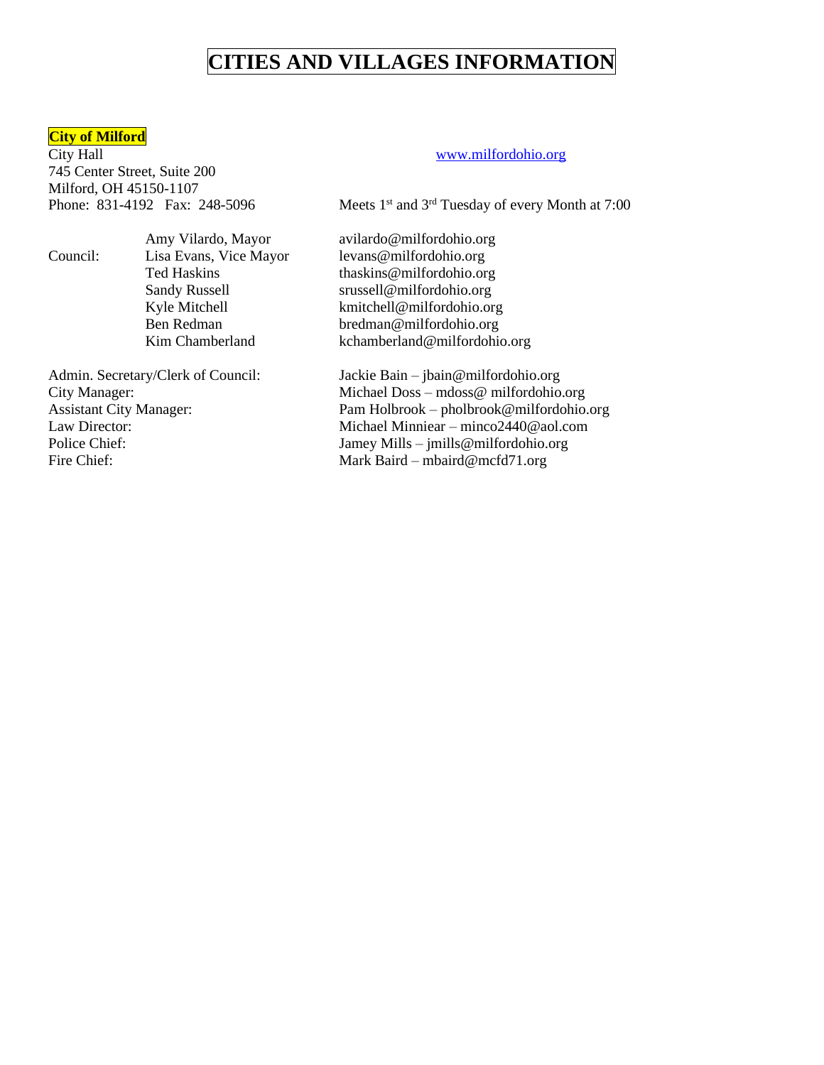# CITIES AND VILLAGES INFORMATION

**City of Milford**

City Hall
745 Center Street, Suite 200
Milford, OH 45150-1107
Phone: 831-4192 Fax: 248-5096

www.milfordohio.org

Meets 1st and 3rd Tuesday of every Month at 7:00

| | | |
|---|---|---|
| | Amy Vilardo, Mayor | avilardo@milfordohio.org |
| Council: | Lisa Evans, Vice Mayor | levans@milfordohio.org |
| | Ted Haskins | thaskins@milfordohio.org |
| | Sandy Russell | srussell@milfordohio.org |
| | Kyle Mitchell | kmitchell@milfordohio.org |
| | Ben Redman | bredman@milfordohio.org |
| | Kim Chamberland | kchamberland@milfordohio.org |

| | |
|---|---|
| Admin. Secretary/Clerk of Council: | Jackie Bain – jbain@milfordohio.org |
| City Manager: | Michael Doss – mdoss@ milfordohio.org |
| Assistant City Manager: | Pam Holbrook – pholbrook@milfordohio.org |
| Law Director: | Michael Minniear – minco2440@aol.com |
| Police Chief: | Jamey Mills – jmills@milfordohio.org |
| Fire Chief: | Mark Baird – mbaird@mcfd71.org |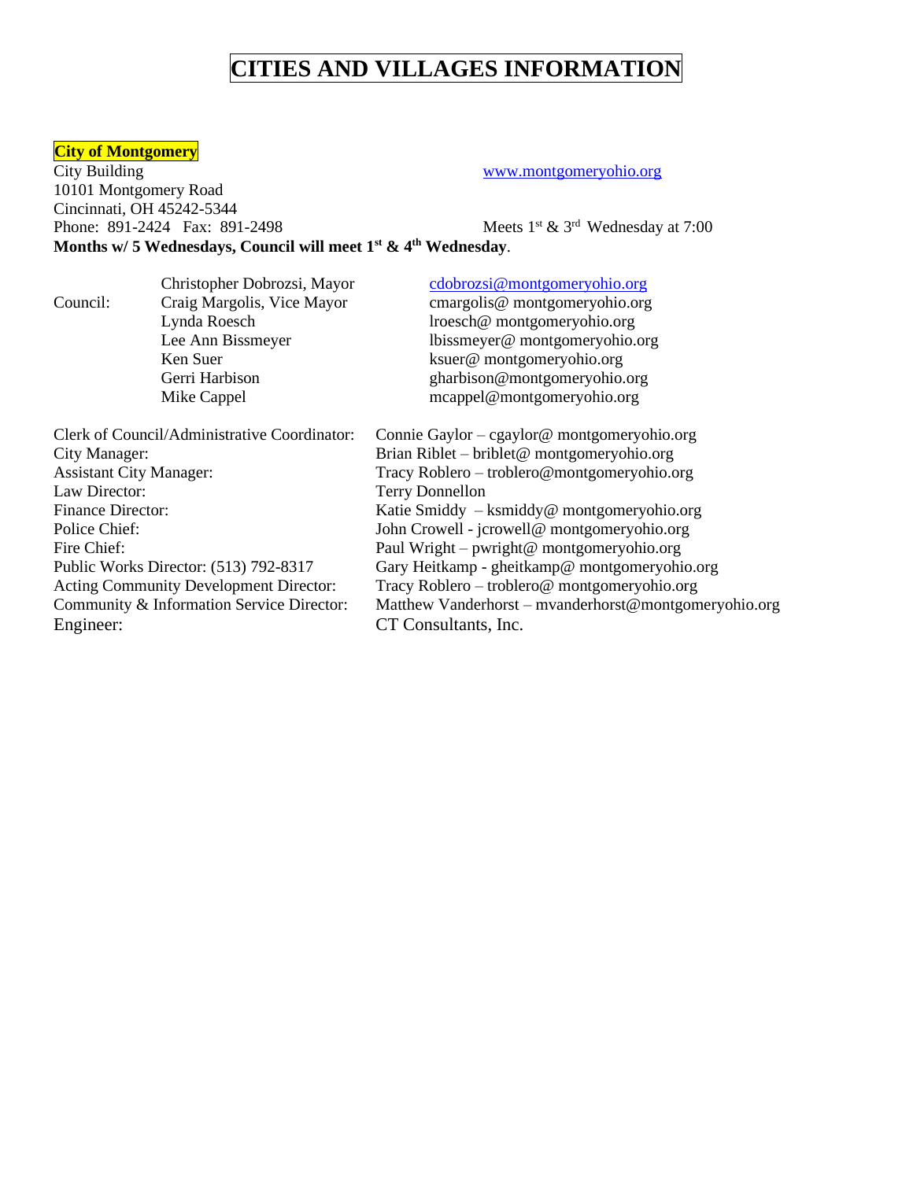# CITIES AND VILLAGES INFORMATION

**City of Montgomery**

City Building
10101 Montgomery Road
Cincinnati, OH 45242-5344
Phone: 891-2424 Fax: 891-2498

www.montgomeryohio.org

Meets 1st & 3rd Wednesday at 7:00

**Months w/ 5 Wednesdays, Council will meet 1st & 4th Wednesday**.

| | | |
|---|---|---|
| | Christopher Dobrozsi, Mayor | cdobrozsi@montgomeryohio.org |
| Council: | Craig Margolis, Vice Mayor | cmargolis@ montgomeryohio.org |
| | Lynda Roesch | lroesch@ montgomeryohio.org |
| | Lee Ann Bissmeyer | lbissmeyer@ montgomeryohio.org |
| | Ken Suer | ksuer@ montgomeryohio.org |
| | Gerri Harbison | gharbison@montgomeryohio.org |
| | Mike Cappel | mcappel@montgomeryohio.org |

| | |
|---|---|
| Clerk of Council/Administrative Coordinator: | Connie Gaylor – cgaylor@ montgomeryohio.org |
| City Manager: | Brian Riblet – briblet@ montgomeryohio.org |
| Assistant City Manager: | Tracy Roblero – troblero@montgomeryohio.org |
| Law Director: | Terry Donnellon |
| Finance Director: | Katie Smiddy – ksmiddy@ montgomeryohio.org |
| Police Chief: | John Crowell - jcrowell@ montgomeryohio.org |
| Fire Chief: | Paul Wright – pwright@ montgomeryohio.org |
| Public Works Director: (513) 792-8317 | Gary Heitkamp - gheitkamp@ montgomeryohio.org |
| Acting Community Development Director: | Tracy Roblero – troblero@ montgomeryohio.org |
| Community & Information Service Director: | Matthew Vanderhorst – mvanderhorst@montgomeryohio.org |
| Engineer: | CT Consultants, Inc. |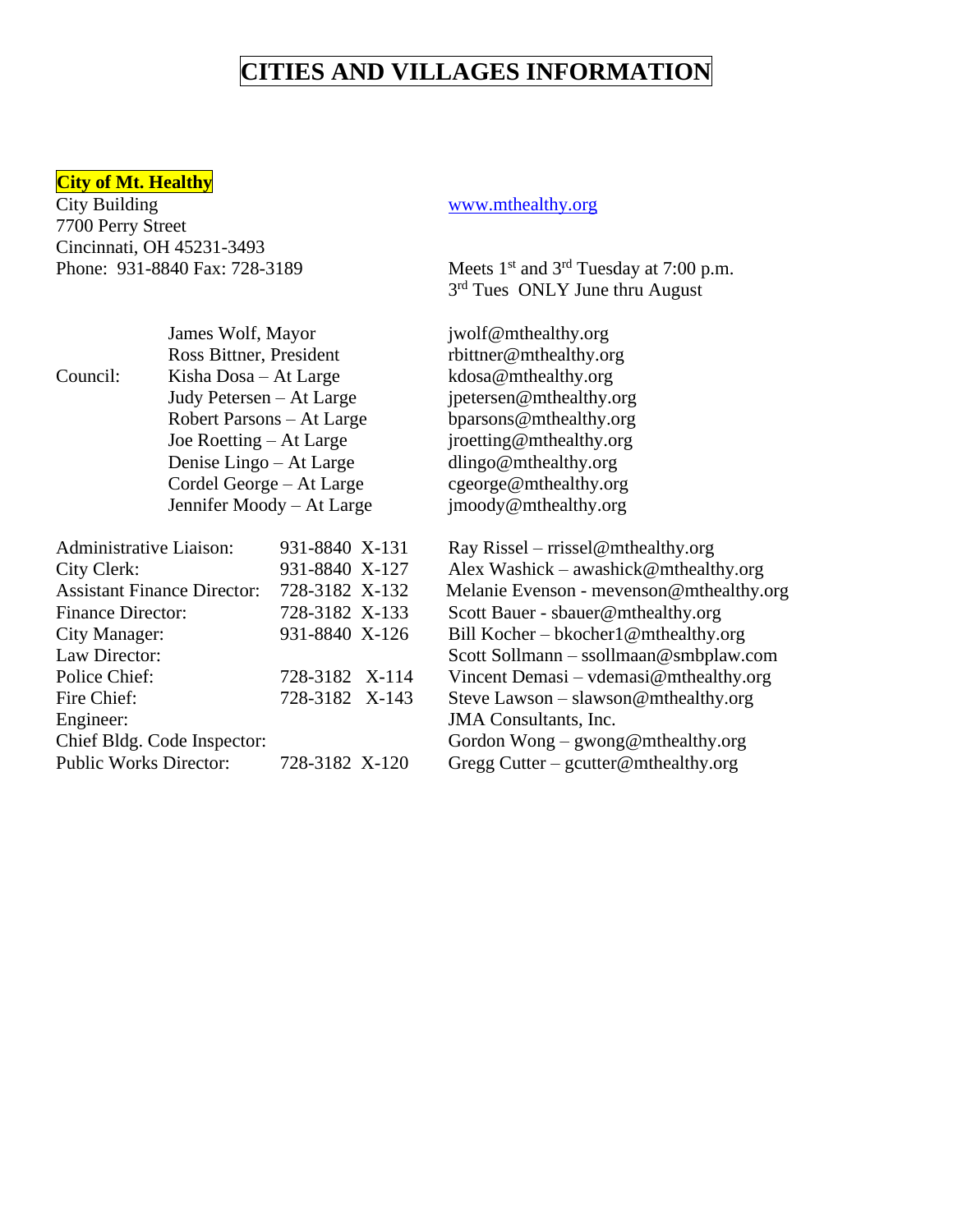# CITIES AND VILLAGES INFORMATION

## City of Mt. Healthy

City Building
7700 Perry Street
Cincinnati, OH 45231-3493
Phone: 931-8840 Fax: 728-3189

www.mthealthy.org

Meets 1st and 3rd Tuesday at 7:00 p.m.
3rd Tues ONLY June thru August

| | | |
|---|---|---|
| | James Wolf, Mayor | jwolf@mthealthy.org |
| | Ross Bittner, President | rbittner@mthealthy.org |
| Council: | Kisha Dosa – At Large | kdosa@mthealthy.org |
| | Judy Petersen – At Large | jpetersen@mthealthy.org |
| | Robert Parsons – At Large | bparsons@mthealthy.org |
| | Joe Roetting – At Large | jroetting@mthealthy.org |
| | Denise Lingo – At Large | dlingo@mthealthy.org |
| | Cordel George – At Large | cgeorge@mthealthy.org |
| | Jennifer Moody – At Large | jmoody@mthealthy.org |

| | | |
|---|---|---|
| Administrative Liaison: | 931-8840 X-131 | Ray Rissel – rrissel@mthealthy.org |
| City Clerk: | 931-8840 X-127 | Alex Washick – awashick@mthealthy.org |
| Assistant Finance Director: | 728-3182 X-132 | Melanie Evenson - mevenson@mthealthy.org |
| Finance Director: | 728-3182 X-133 | Scott Bauer - sbauer@mthealthy.org |
| City Manager: | 931-8840 X-126 | Bill Kocher – bkocher1@mthealthy.org |
| Law Director: | | Scott Sollmann – ssollmaan@smbplaw.com |
| Police Chief: | 728-3182 X-114 | Vincent Demasi – vdemasi@mthealthy.org |
| Fire Chief: | 728-3182 X-143 | Steve Lawson – slawson@mthealthy.org |
| Engineer: | | JMA Consultants, Inc. |
| Chief Bldg. Code Inspector: | | Gordon Wong – gwong@mthealthy.org |
| Public Works Director: | 728-3182 X-120 | Gregg Cutter – gcutter@mthealthy.org |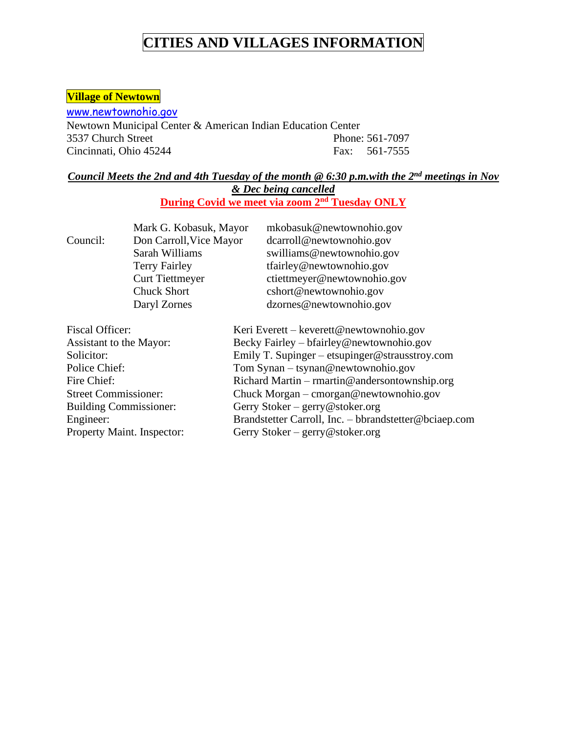# CITIES AND VILLAGES INFORMATION

## Village of Newtown

www.newtownohio.gov

Newtown Municipal Center & American Indian Education Center
3537 Church Street — Phone: 561-7097
Cincinnati, Ohio 45244 — Fax: 561-7555

***Council Meets the 2nd and 4th Tuesday of the month @ 6:30 p.m.with the 2nd meetings in Nov & Dec being cancelled***

**During Covid we meet via zoom 2nd Tuesday ONLY**

| | | |
|---|---|---|
| | Mark G. Kobasuk, Mayor | mkobasuk@newtownohio.gov |
| Council: | Don Carroll,Vice Mayor | dcarroll@newtownohio.gov |
| | Sarah Williams | swilliams@newtownohio.gov |
| | Terry Fairley | tfairley@newtownohio.gov |
| | Curt Tiettmeyer | ctiettmeyer@newtownohio.gov |
| | Chuck Short | cshort@newtownohio.gov |
| | Daryl Zornes | dzornes@newtownohio.gov |

| | |
|---|---|
| Fiscal Officer: | Keri Everett – keverett@newtownohio.gov |
| Assistant to the Mayor: | Becky Fairley – bfairley@newtownohio.gov |
| Solicitor: | Emily T. Supinger – etsupinger@strausstroy.com |
| Police Chief: | Tom Synan – tsynan@newtownohio.gov |
| Fire Chief: | Richard Martin – rmartin@andersontownship.org |
| Street Commissioner: | Chuck Morgan – cmorgan@newtownohio.gov |
| Building Commissioner: | Gerry Stoker – gerry@stoker.org |
| Engineer: | Brandstetter Carroll, Inc. – bbrandstetter@bciaep.com |
| Property Maint. Inspector: | Gerry Stoker – gerry@stoker.org |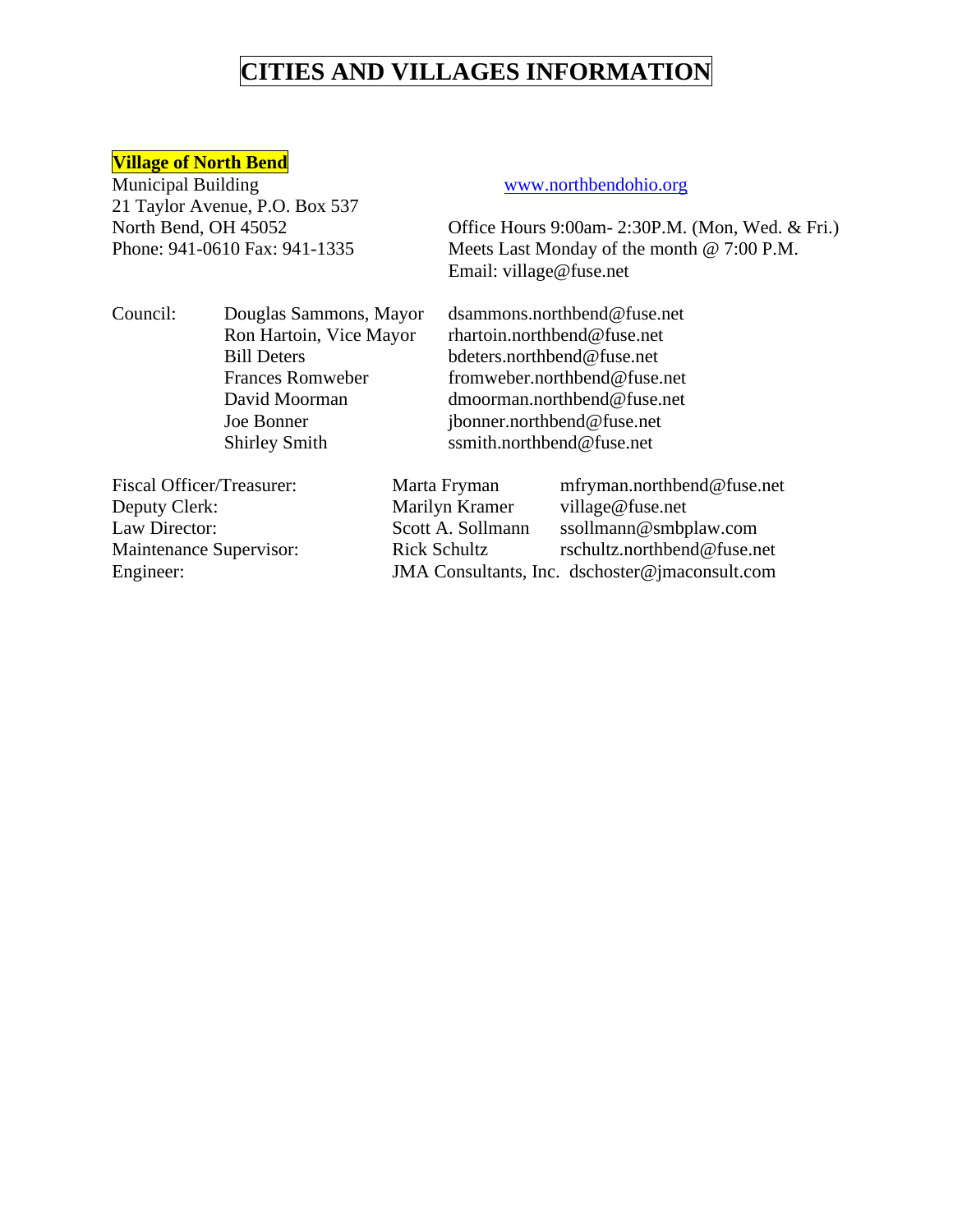# CITIES AND VILLAGES INFORMATION

## Village of North Bend

Municipal Building
21 Taylor Avenue, P.O. Box 537
North Bend, OH 45052
Phone: 941-0610 Fax: 941-1335

www.northbendohio.org

Office Hours 9:00am- 2:30P.M. (Mon, Wed. & Fri.)
Meets Last Monday of the month @ 7:00 P.M.
Email: village@fuse.net

| Council: | Douglas Sammons, Mayor | dsammons.northbend@fuse.net |
|---|---|---|
| | Ron Hartoin, Vice Mayor | rhartoin.northbend@fuse.net |
| | Bill Deters | bdeters.northbend@fuse.net |
| | Frances Romweber | fromweber.northbend@fuse.net |
| | David Moorman | dmoorman.northbend@fuse.net |
| | Joe Bonner | jbonner.northbend@fuse.net |
| | Shirley Smith | ssmith.northbend@fuse.net |

| Position | Name | Email |
|---|---|---|
| Fiscal Officer/Treasurer: | Marta Fryman | mfryman.northbend@fuse.net |
| Deputy Clerk: | Marilyn Kramer | village@fuse.net |
| Law Director: | Scott A. Sollmann | ssollmann@smbplaw.com |
| Maintenance Supervisor: | Rick Schultz | rschultz.northbend@fuse.net |
| Engineer: | JMA Consultants, Inc. | dschoster@jmaconsult.com |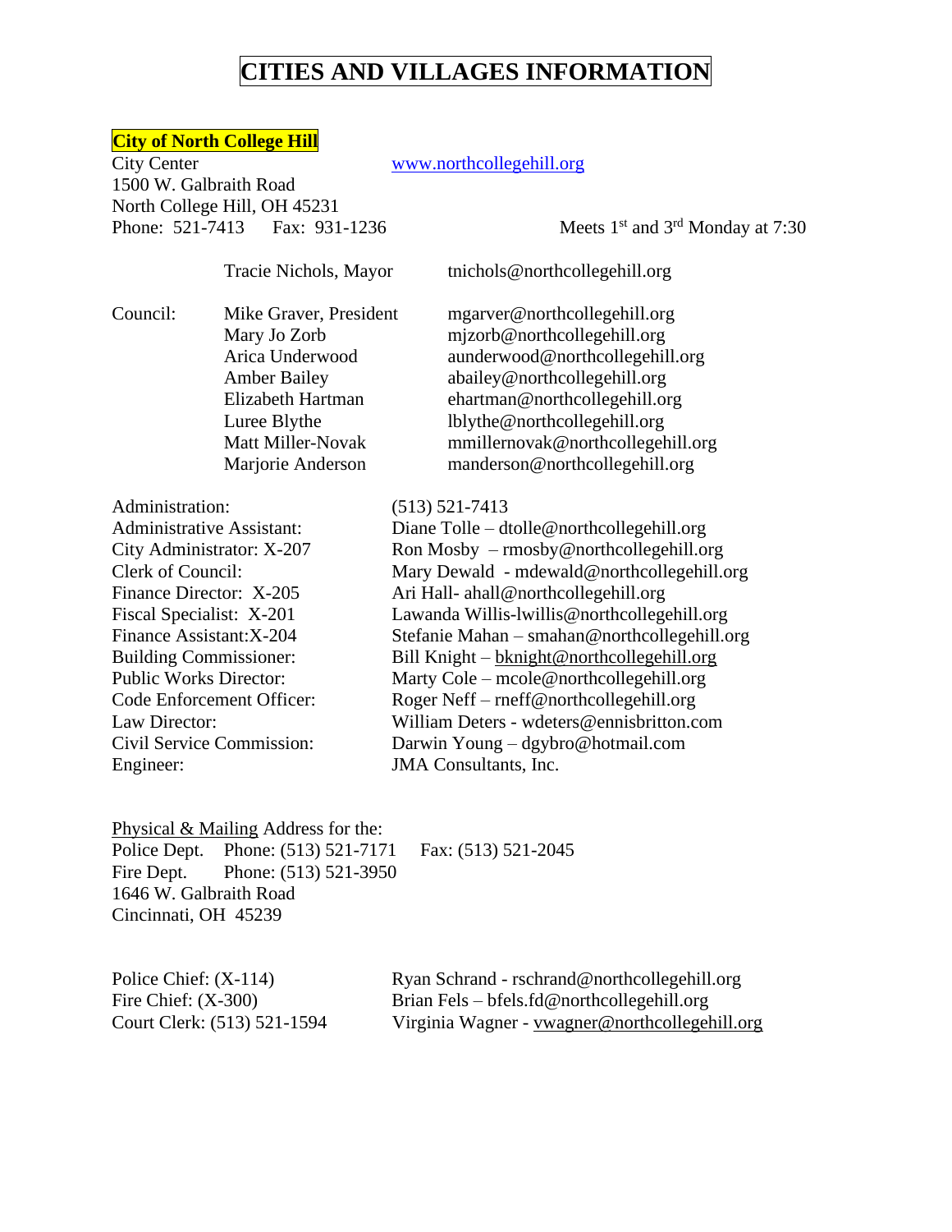# CITIES AND VILLAGES INFORMATION

## City of North College Hill

City Center
1500 W. Galbraith Road
North College Hill, OH 45231
Phone: 521-7413 Fax: 931-1236

www.northcollegehill.org

Meets 1st and 3rd Monday at 7:30

Tracie Nichols, Mayor tnichols@northcollegehill.org

| Council: | | |
|---|---|---|
| | Mike Graver, President | mgarver@northcollegehill.org |
| | Mary Jo Zorb | mjzorb@northcollegehill.org |
| | Arica Underwood | aunderwood@northcollegehill.org |
| | Amber Bailey | abailey@northcollegehill.org |
| | Elizabeth Hartman | ehartman@northcollegehill.org |
| | Luree Blythe | lblythe@northcollegehill.org |
| | Matt Miller-Novak | mmillernovak@northcollegehill.org |
| | Marjorie Anderson | manderson@northcollegehill.org |

| | |
|---|---|
| Administration: | (513) 521-7413 |
| Administrative Assistant: | Diane Tolle – dtolle@northcollegehill.org |
| City Administrator: X-207 | Ron Mosby – rmosby@northcollegehill.org |
| Clerk of Council: | Mary Dewald - mdewald@northcollegehill.org |
| Finance Director: X-205 | Ari Hall- ahall@northcollegehill.org |
| Fiscal Specialist: X-201 | Lawanda Willis-lwillis@northcollegehill.org |
| Finance Assistant:X-204 | Stefanie Mahan – smahan@northcollegehill.org |
| Building Commissioner: | Bill Knight – bknight@northcollegehill.org |
| Public Works Director: | Marty Cole – mcole@northcollegehill.org |
| Code Enforcement Officer: | Roger Neff – rneff@northcollegehill.org |
| Law Director: | William Deters - wdeters@ennisbritton.com |
| Civil Service Commission: | Darwin Young – dgybro@hotmail.com |
| Engineer: | JMA Consultants, Inc. |

Physical & Mailing Address for the:
Police Dept. Phone: (513) 521-7171 Fax: (513) 521-2045
Fire Dept. Phone: (513) 521-3950
1646 W. Galbraith Road
Cincinnati, OH 45239

| | |
|---|---|
| Police Chief: (X-114) | Ryan Schrand - rschrand@northcollegehill.org |
| Fire Chief: (X-300) | Brian Fels – bfels.fd@northcollegehill.org |
| Court Clerk: (513) 521-1594 | Virginia Wagner - vwagner@northcollegehill.org |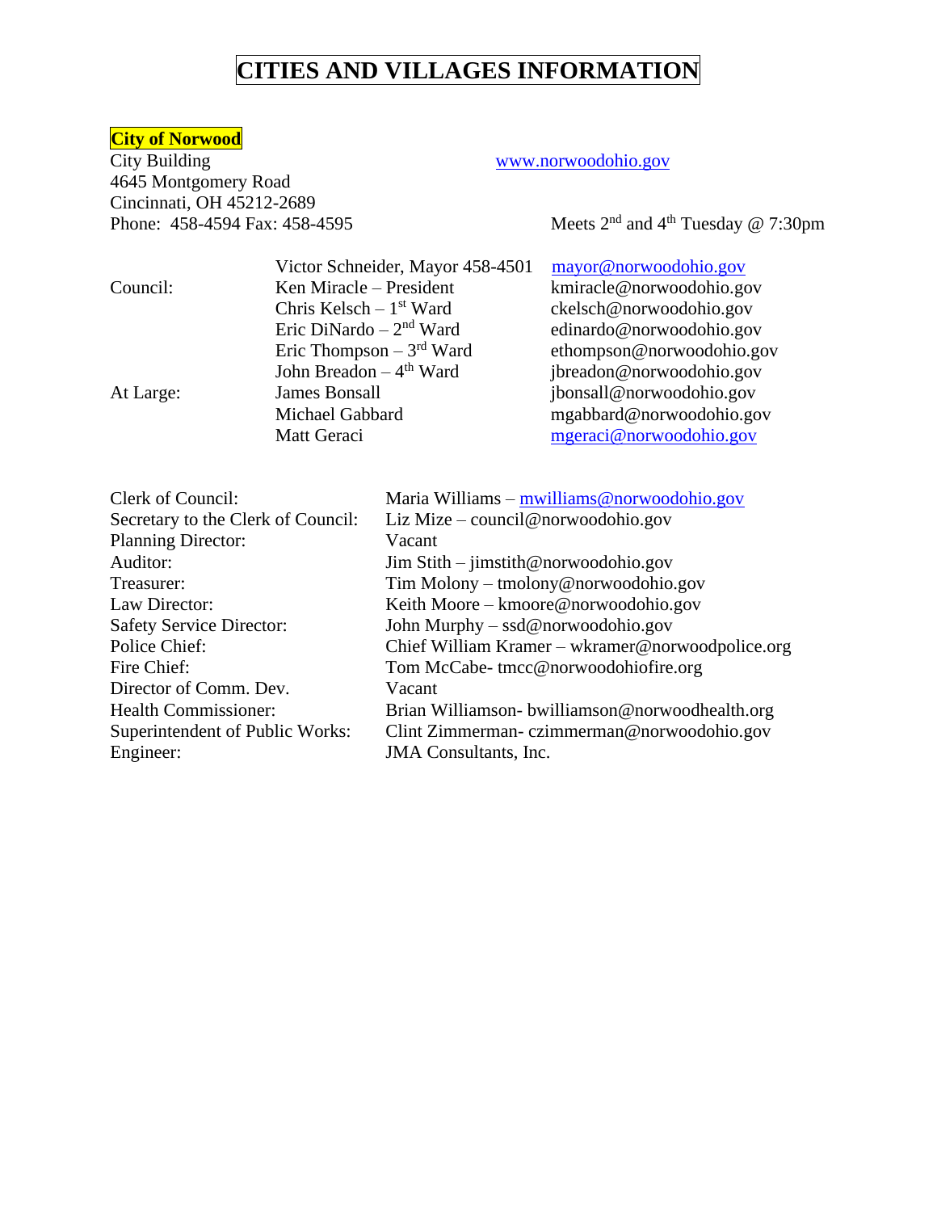# CITIES AND VILLAGES INFORMATION

## City of Norwood

City Building
4645 Montgomery Road
Cincinnati, OH 45212-2689
Phone: 458-4594 Fax: 458-4595

www.norwoodohio.gov

Meets 2nd and 4th Tuesday @ 7:30pm

| | | |
|---|---|---|
| | Victor Schneider, Mayor 458-4501 | mayor@norwoodohio.gov |
| Council: | Ken Miracle – President | kmiracle@norwoodohio.gov |
| | Chris Kelsch – 1st Ward | ckelsch@norwoodohio.gov |
| | Eric DiNardo – 2nd Ward | edinardo@norwoodohio.gov |
| | Eric Thompson – 3rd Ward | ethompson@norwoodohio.gov |
| | John Breadon – 4th Ward | jbreadon@norwoodohio.gov |
| At Large: | James Bonsall | jbonsall@norwoodohio.gov |
| | Michael Gabbard | mgabbard@norwoodohio.gov |
| | Matt Geraci | mgeraci@norwoodohio.gov |

| | |
|---|---|
| Clerk of Council: | Maria Williams – mwilliams@norwoodohio.gov |
| Secretary to the Clerk of Council: | Liz Mize – council@norwoodohio.gov |
| Planning Director: | Vacant |
| Auditor: | Jim Stith – jimstith@norwoodohio.gov |
| Treasurer: | Tim Molony – tmolony@norwoodohio.gov |
| Law Director: | Keith Moore – kmoore@norwoodohio.gov |
| Safety Service Director: | John Murphy – ssd@norwoodohio.gov |
| Police Chief: | Chief William Kramer – wkramer@norwoodpolice.org |
| Fire Chief: | Tom McCabe- tmcc@norwoodohiofire.org |
| Director of Comm. Dev. | Vacant |
| Health Commissioner: | Brian Williamson- bwilliamson@norwoodhealth.org |
| Superintendent of Public Works: | Clint Zimmerman- czimmerman@norwoodohio.gov |
| Engineer: | JMA Consultants, Inc. |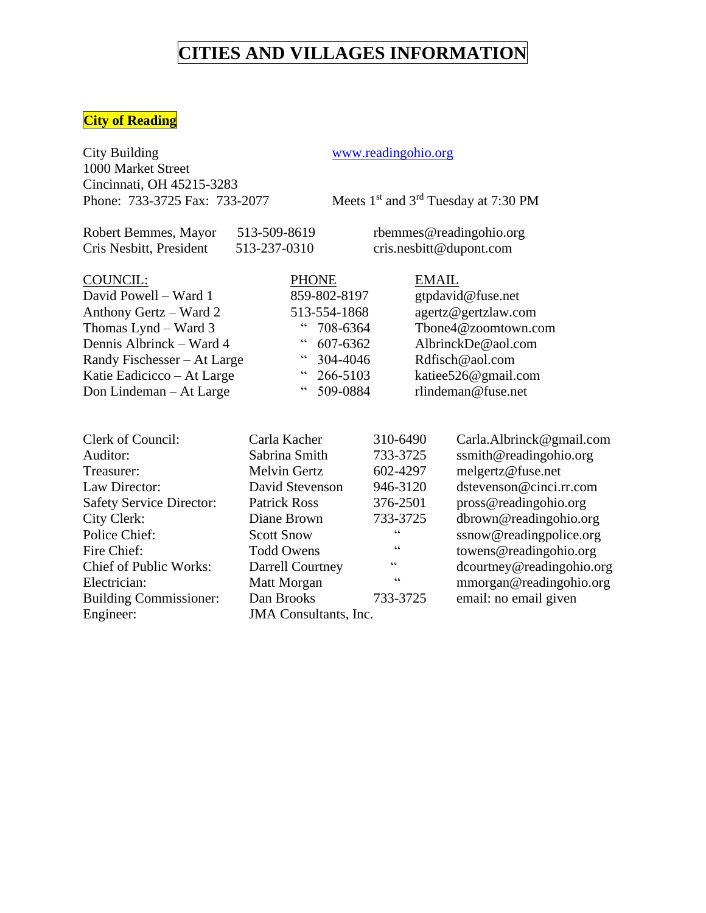# CITIES AND VILLAGES INFORMATION

## City of Reading

City Building
1000 Market Street
Cincinnati, OH 45215-3283
Phone: 733-3725 Fax: 733-2077

www.readingohio.org

Meets 1st and 3rd Tuesday at 7:30 PM

| | | |
|---|---|---|
| Robert Bemmes, Mayor | 513-509-8619 | rbemmes@readingohio.org |
| Cris Nesbitt, President | 513-237-0310 | cris.nesbitt@dupont.com |

| COUNCIL: | PHONE | EMAIL |
|---|---|---|
| David Powell – Ward 1 | 859-802-8197 | gtpdavid@fuse.net |
| Anthony Gertz – Ward 2 | 513-554-1868 | agertz@gertzlaw.com |
| Thomas Lynd – Ward 3 | " 708-6364 | Tbone4@zoomtown.com |
| Dennis Albrinck – Ward 4 | " 607-6362 | AlbrinckDe@aol.com |
| Randy Fischesser – At Large | " 304-4046 | Rdfisch@aol.com |
| Katie Eadicicco – At Large | " 266-5103 | katiee526@gmail.com |
| Don Lindeman – At Large | " 509-0884 | rlindeman@fuse.net |

| | | | |
|---|---|---|---|
| Clerk of Council: | Carla Kacher | 310-6490 | Carla.Albrinck@gmail.com |
| Auditor: | Sabrina Smith | 733-3725 | ssmith@readingohio.org |
| Treasurer: | Melvin Gertz | 602-4297 | melgertz@fuse.net |
| Law Director: | David Stevenson | 946-3120 | dstevenson@cinci.rr.com |
| Safety Service Director: | Patrick Ross | 376-2501 | pross@readingohio.org |
| City Clerk: | Diane Brown | 733-3725 | dbrown@readingohio.org |
| Police Chief: | Scott Snow | " | ssnow@readingpolice.org |
| Fire Chief: | Todd Owens | " | towens@readingohio.org |
| Chief of Public Works: | Darrell Courtney | " | dcourtney@readingohio.org |
| Electrician: | Matt Morgan | " | mmorgan@readingohio.org |
| Building Commissioner: | Dan Brooks | 733-3725 | email: no email given |
| Engineer: | JMA Consultants, Inc. | | |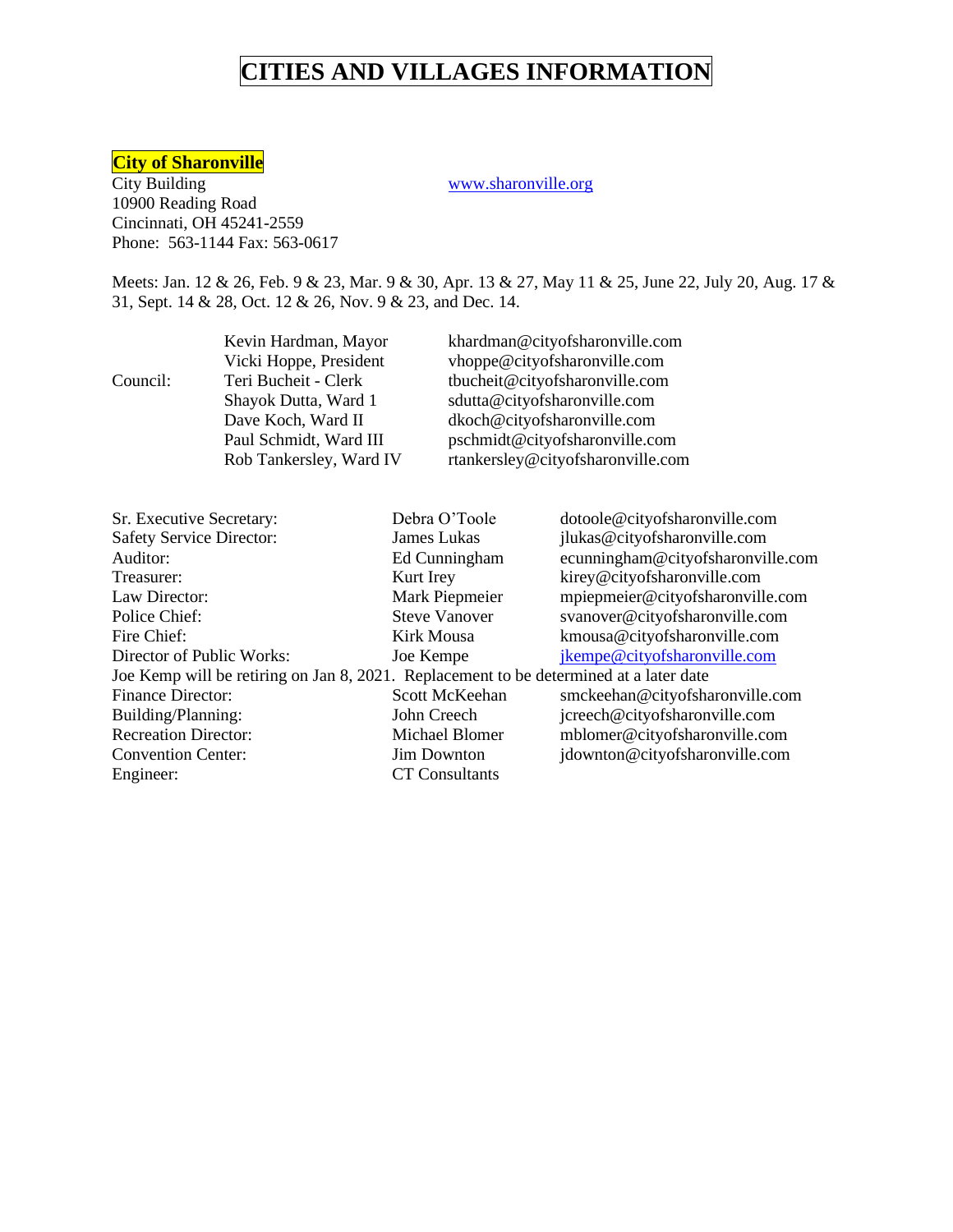# CITIES AND VILLAGES INFORMATION

## City of Sharonville

City Building
10900 Reading Road
Cincinnati, OH 45241-2559
Phone: 563-1144 Fax: 563-0617

www.sharonville.org

Meets: Jan. 12 & 26, Feb. 9 & 23, Mar. 9 & 30, Apr. 13 & 27, May 11 & 25, June 22, July 20, Aug. 17 & 31, Sept. 14 & 28, Oct. 12 & 26, Nov. 9 & 23, and Dec. 14.

| | | |
|---|---|---|
| | Kevin Hardman, Mayor | khardman@cityofsharonville.com |
| | Vicki Hoppe, President | vhoppe@cityofsharonville.com |
| Council: | Teri Bucheit - Clerk | tbucheit@cityofsharonville.com |
| | Shayok Dutta, Ward 1 | sdutta@cityofsharonville.com |
| | Dave Koch, Ward II | dkoch@cityofsharonville.com |
| | Paul Schmidt, Ward III | pschmidt@cityofsharonville.com |
| | Rob Tankersley, Ward IV | rtankersley@cityofsharonville.com |

| | | |
|---|---|---|
| Sr. Executive Secretary: | Debra O'Toole | dotoole@cityofsharonville.com |
| Safety Service Director: | James Lukas | jlukas@cityofsharonville.com |
| Auditor: | Ed Cunningham | ecunningham@cityofsharonville.com |
| Treasurer: | Kurt Irey | kirey@cityofsharonville.com |
| Law Director: | Mark Piepmeier | mpiepmeier@cityofsharonville.com |
| Police Chief: | Steve Vanover | svanover@cityofsharonville.com |
| Fire Chief: | Kirk Mousa | kmousa@cityofsharonville.com |
| Director of Public Works: | Joe Kempe | jkempe@cityofsharonville.com |
| Joe Kemp will be retiring on Jan 8, 2021. Replacement to be determined at a later date | | |
| Finance Director: | Scott McKeehan | smckeehan@cityofsharonville.com |
| Building/Planning: | John Creech | jcreech@cityofsharonville.com |
| Recreation Director: | Michael Blomer | mblomer@cityofsharonville.com |
| Convention Center: | Jim Downton | jdownton@cityofsharonville.com |
| Engineer: | CT Consultants | |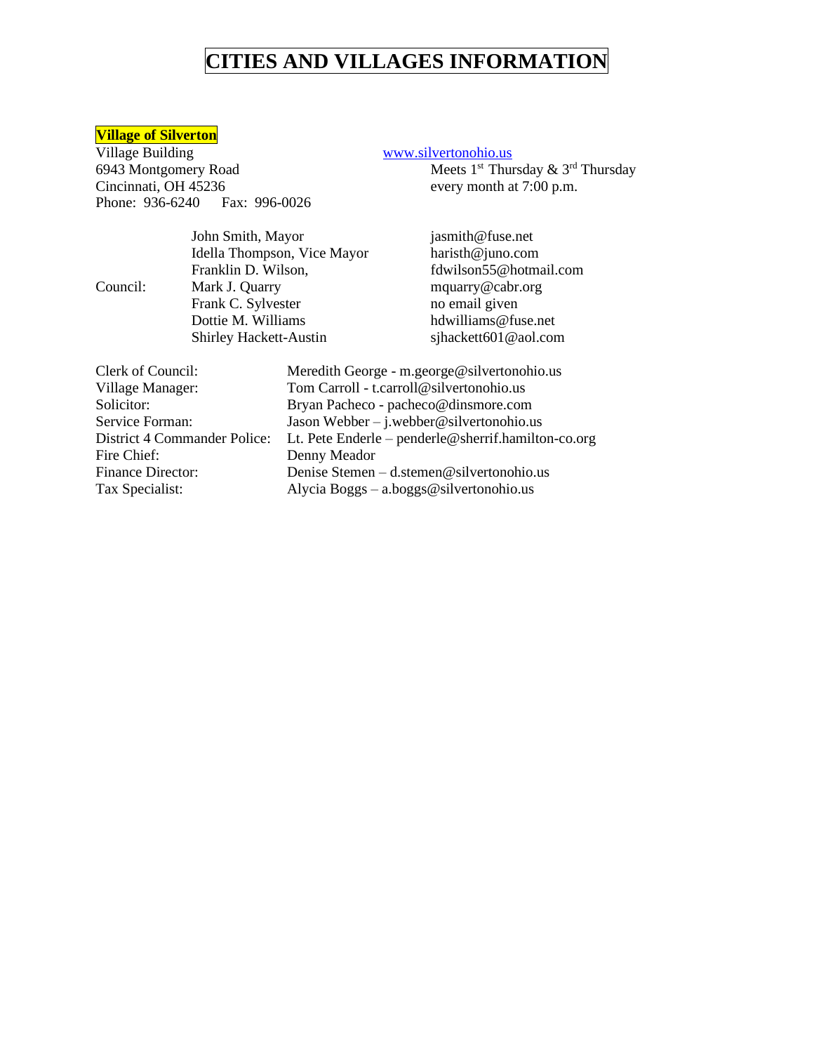# CITIES AND VILLAGES INFORMATION

## Village of Silverton

Village Building
6943 Montgomery Road
Cincinnati, OH 45236
Phone: 936-6240 Fax: 996-0026

www.silvertonohio.us
Meets 1st Thursday & 3rd Thursday every month at 7:00 p.m.

| | | |
|---|---|---|
| | John Smith, Mayor | jasmith@fuse.net |
| | Idella Thompson, Vice Mayor | haristh@juno.com |
| | Franklin D. Wilson, | fdwilson55@hotmail.com |
| Council: | Mark J. Quarry | mquarry@cabr.org |
| | Frank C. Sylvester | no email given |
| | Dottie M. Williams | hdwilliams@fuse.net |
| | Shirley Hackett-Austin | sjhackett601@aol.com |

| | |
|---|---|
| Clerk of Council: | Meredith George - m.george@silvertonohio.us |
| Village Manager: | Tom Carroll - t.carroll@silvertonohio.us |
| Solicitor: | Bryan Pacheco - pacheco@dinsmore.com |
| Service Forman: | Jason Webber – j.webber@silvertonohio.us |
| District 4 Commander Police: | Lt. Pete Enderle – penderle@sherrif.hamilton-co.org |
| Fire Chief: | Denny Meador |
| Finance Director: | Denise Stemen – d.stemen@silvertonohio.us |
| Tax Specialist: | Alycia Boggs – a.boggs@silvertonohio.us |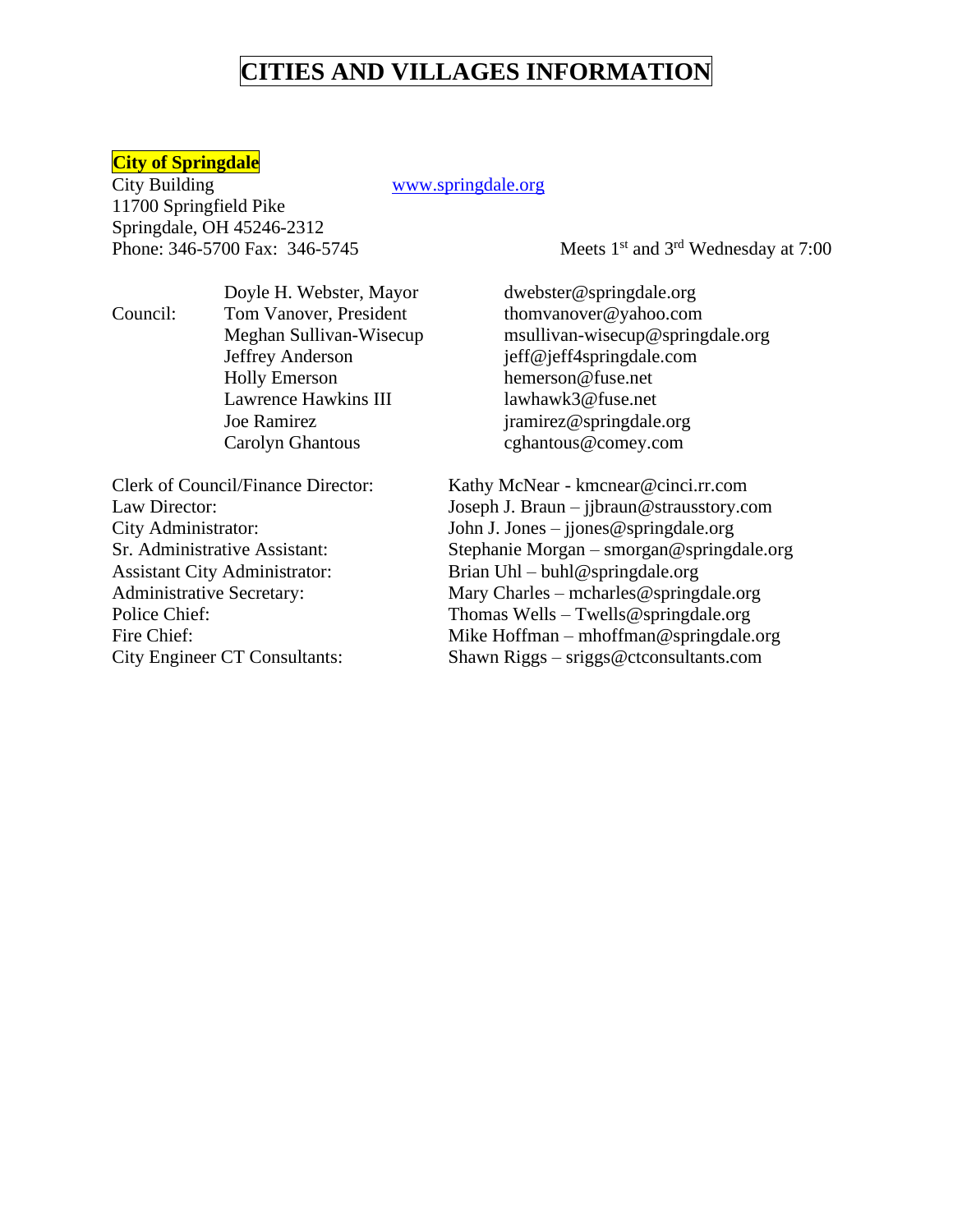# CITIES AND VILLAGES INFORMATION

## City of Springdale

City Building
11700 Springfield Pike
Springdale, OH 45246-2312
Phone: 346-5700 Fax: 346-5745

www.springdale.org

Meets 1st and 3rd Wednesday at 7:00

| | | |
|---|---|---|
| | Doyle H. Webster, Mayor | dwebster@springdale.org |
| Council: | Tom Vanover, President | thomvanover@yahoo.com |
| | Meghan Sullivan-Wisecup | msullivan-wisecup@springdale.org |
| | Jeffrey Anderson | jeff@jeff4springdale.com |
| | Holly Emerson | hemerson@fuse.net |
| | Lawrence Hawkins III | lawhawk3@fuse.net |
| | Joe Ramirez | jramirez@springdale.org |
| | Carolyn Ghantous | cghantous@comey.com |

| | |
|---|---|
| Clerk of Council/Finance Director: | Kathy McNear - kmcnear@cinci.rr.com |
| Law Director: | Joseph J. Braun – jjbraun@strausstory.com |
| City Administrator: | John J. Jones – jjones@springdale.org |
| Sr. Administrative Assistant: | Stephanie Morgan – smorgan@springdale.org |
| Assistant City Administrator: | Brian Uhl – buhl@springdale.org |
| Administrative Secretary: | Mary Charles – mcharles@springdale.org |
| Police Chief: | Thomas Wells – Twells@springdale.org |
| Fire Chief: | Mike Hoffman – mhoffman@springdale.org |
| City Engineer CT Consultants: | Shawn Riggs – sriggs@ctconsultants.com |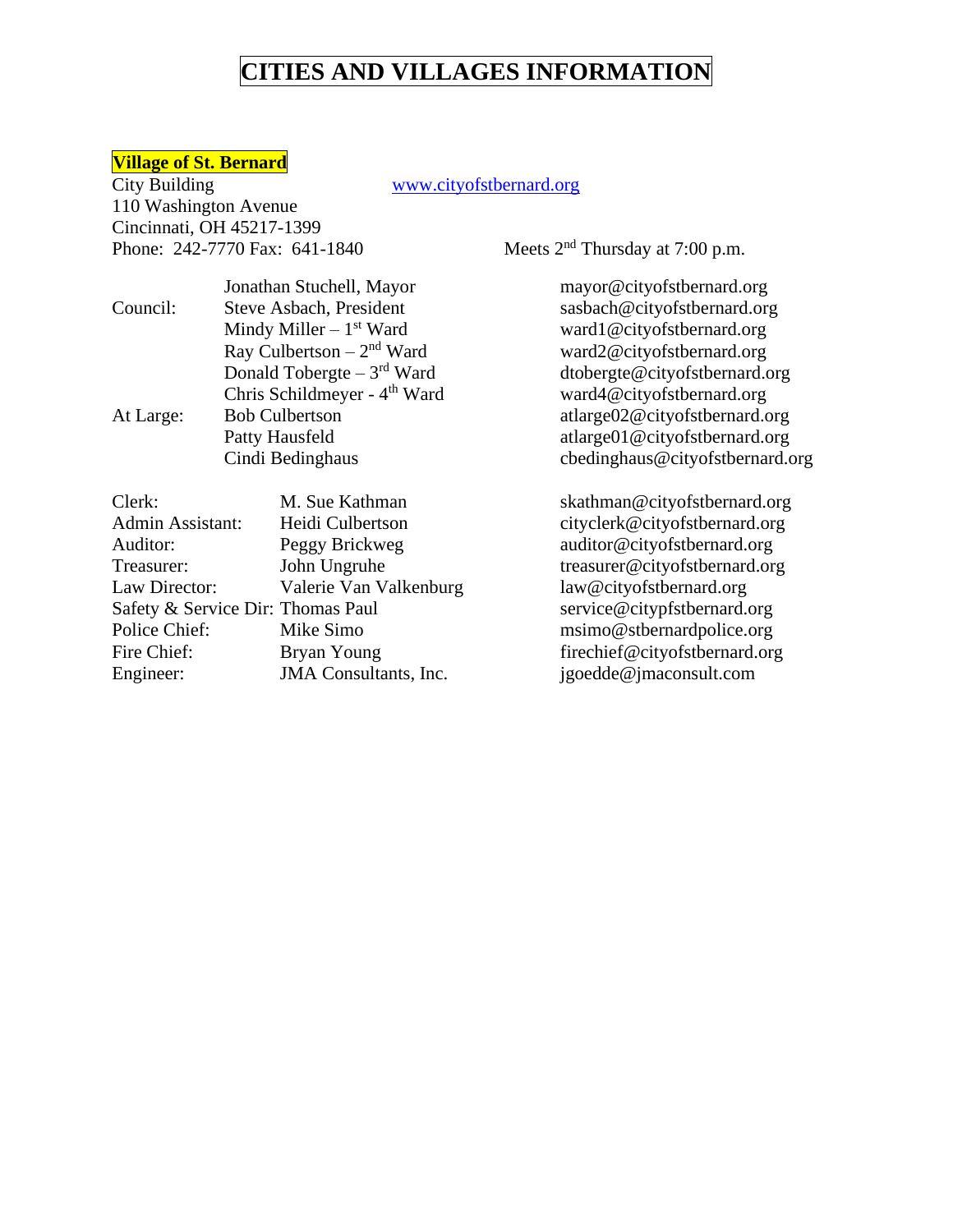# CITIES AND VILLAGES INFORMATION

## Village of St. Bernard

City Building
110 Washington Avenue
Cincinnati, OH 45217-1399
Phone: 242-7770 Fax: 641-1840

www.cityofstbernard.org

Meets 2nd Thursday at 7:00 p.m.

| | | |
|---|---|---|
| | Jonathan Stuchell, Mayor | mayor@cityofstbernard.org |
| Council: | Steve Asbach, President | sasbach@cityofstbernard.org |
| | Mindy Miller – 1st Ward | ward1@cityofstbernard.org |
| | Ray Culbertson – 2nd Ward | ward2@cityofstbernard.org |
| | Donald Tobergte – 3rd Ward | dtobergte@cityofstbernard.org |
| | Chris Schildmeyer - 4th Ward | ward4@cityofstbernard.org |
| At Large: | Bob Culbertson | atlarge02@cityofstbernard.org |
| | Patty Hausfeld | atlarge01@cityofstbernard.org |
| | Cindi Bedinghaus | cbedinghaus@cityofstbernard.org |

| | | |
|---|---|---|
| Clerk: | M. Sue Kathman | skathman@cityofstbernard.org |
| Admin Assistant: | Heidi Culbertson | cityclerk@cityofstbernard.org |
| Auditor: | Peggy Brickweg | auditor@cityofstbernard.org |
| Treasurer: | John Ungruhe | treasurer@cityofstbernard.org |
| Law Director: | Valerie Van Valkenburg | law@cityofstbernard.org |
| Safety & Service Dir: | Thomas Paul | service@citypfstbernard.org |
| Police Chief: | Mike Simo | msimo@stbernardpolice.org |
| Fire Chief: | Bryan Young | firechief@cityofstbernard.org |
| Engineer: | JMA Consultants, Inc. | jgoedde@jmaconsult.com |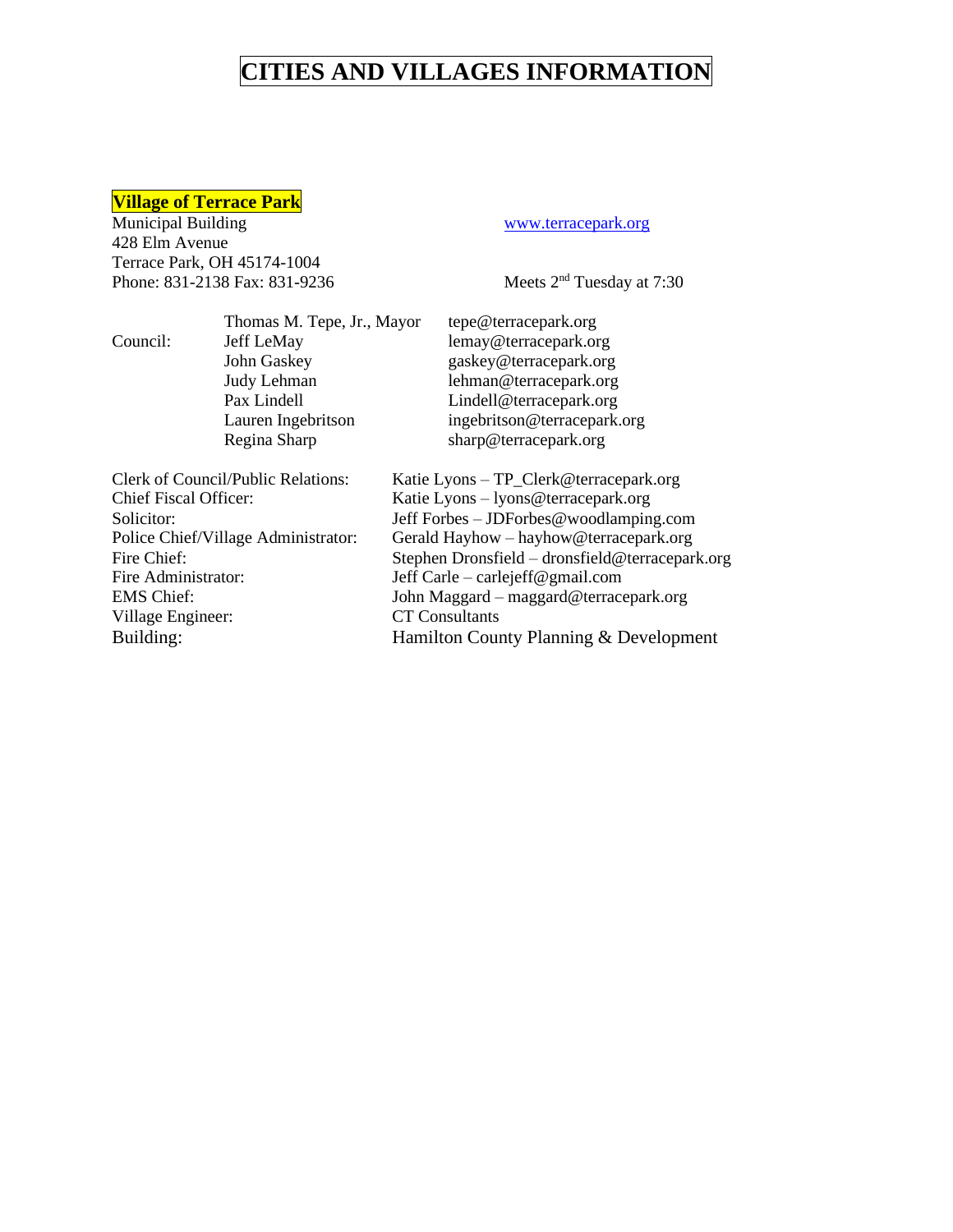# CITIES AND VILLAGES INFORMATION

## Village of Terrace Park

Municipal Building
428 Elm Avenue
Terrace Park, OH 45174-1004
Phone: 831-2138 Fax: 831-9236

www.terracepark.org

Meets 2nd Tuesday at 7:30

| | | |
|---|---|---|
| | Thomas M. Tepe, Jr., Mayor | tepe@terracepark.org |
| Council: | Jeff LeMay | lemay@terracepark.org |
| | John Gaskey | gaskey@terracepark.org |
| | Judy Lehman | lehman@terracepark.org |
| | Pax Lindell | Lindell@terracepark.org |
| | Lauren Ingebritson | ingebritson@terracepark.org |
| | Regina Sharp | sharp@terracepark.org |

| | |
|---|---|
| Clerk of Council/Public Relations: | Katie Lyons – TP_Clerk@terracepark.org |
| Chief Fiscal Officer: | Katie Lyons – lyons@terracepark.org |
| Solicitor: | Jeff Forbes – JDForbes@woodlamping.com |
| Police Chief/Village Administrator: | Gerald Hayhow – hayhow@terracepark.org |
| Fire Chief: | Stephen Dronsfield – dronsfield@terracepark.org |
| Fire Administrator: | Jeff Carle – carlejeff@gmail.com |
| EMS Chief: | John Maggard – maggard@terracepark.org |
| Village Engineer: | CT Consultants |
| Building: | Hamilton County Planning & Development |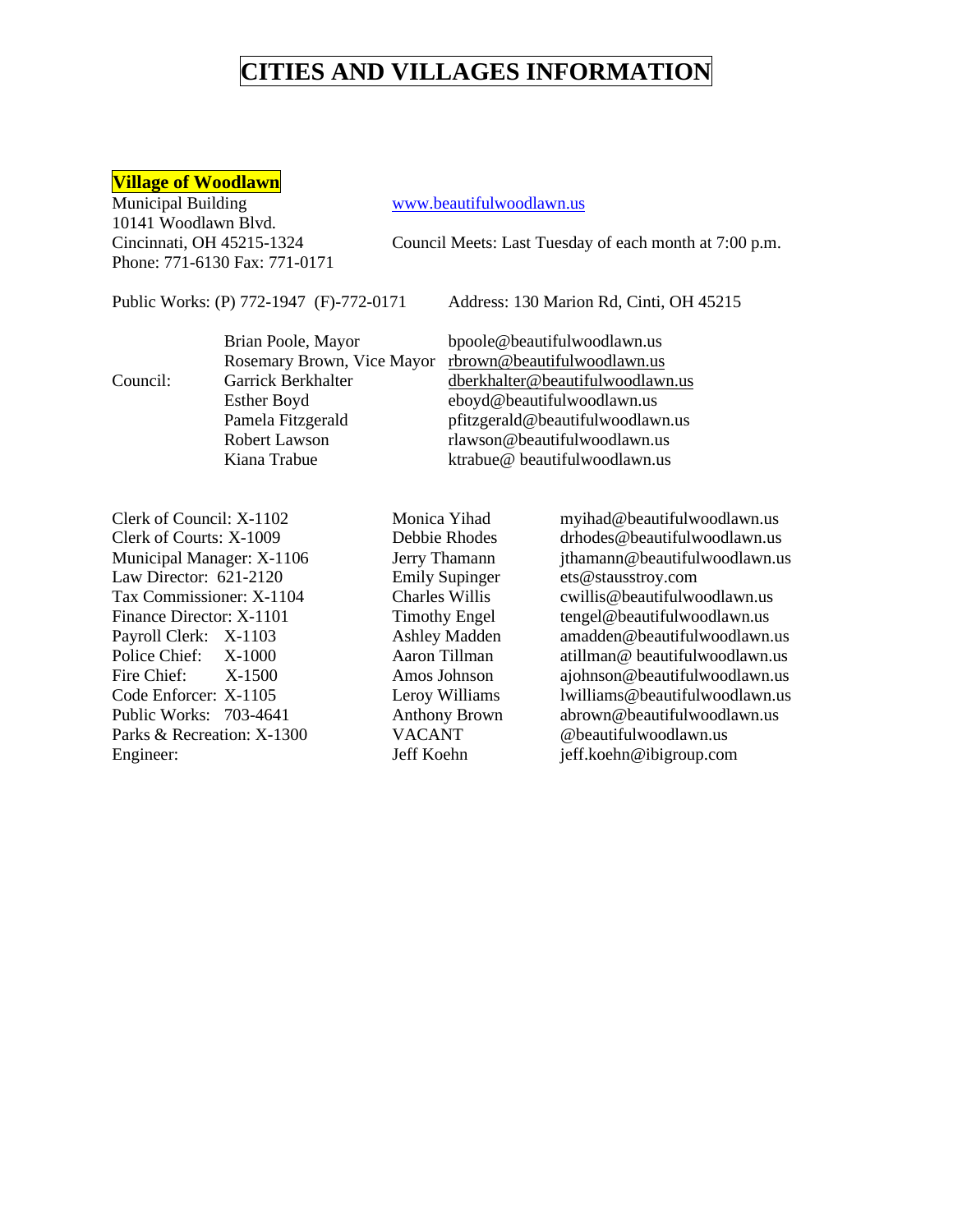# CITIES AND VILLAGES INFORMATION

## Village of Woodlawn

Municipal Building
10141 Woodlawn Blvd.
Cincinnati, OH 45215-1324
Phone: 771-6130 Fax: 771-0171

www.beautifulwoodlawn.us

Council Meets: Last Tuesday of each month at 7:00 p.m.

Public Works: (P) 772-1947 (F)-772-0171

Address: 130 Marion Rd, Cinti, OH 45215

| | | |
|---|---|---|
| | Brian Poole, Mayor | bpoole@beautifulwoodlawn.us |
| | Rosemary Brown, Vice Mayor | rbrown@beautifulwoodlawn.us |
| Council: | Garrick Berkhalter | dberkhalter@beautifulwoodlawn.us |
| | Esther Boyd | eboyd@beautifulwoodlawn.us |
| | Pamela Fitzgerald | pfitzgerald@beautifulwoodlawn.us |
| | Robert Lawson | rlawson@beautifulwoodlawn.us |
| | Kiana Trabue | ktrabue@ beautifulwoodlawn.us |

| | | |
|---|---|---|
| Clerk of Council: X-1102 | Monica Yihad | myihad@beautifulwoodlawn.us |
| Clerk of Courts: X-1009 | Debbie Rhodes | drhodes@beautifulwoodlawn.us |
| Municipal Manager: X-1106 | Jerry Thamann | jthamann@beautifulwoodlawn.us |
| Law Director: 621-2120 | Emily Supinger | ets@stausstroy.com |
| Tax Commissioner: X-1104 | Charles Willis | cwillis@beautifulwoodlawn.us |
| Finance Director: X-1101 | Timothy Engel | tengel@beautifulwoodlawn.us |
| Payroll Clerk: X-1103 | Ashley Madden | amadden@beautifulwoodlawn.us |
| Police Chief: X-1000 | Aaron Tillman | atillman@ beautifulwoodlawn.us |
| Fire Chief: X-1500 | Amos Johnson | ajohnson@beautifulwoodlawn.us |
| Code Enforcer: X-1105 | Leroy Williams | lwilliams@beautifulwoodlawn.us |
| Public Works: 703-4641 | Anthony Brown | abrown@beautifulwoodlawn.us |
| Parks & Recreation: X-1300 | VACANT | @beautifulwoodlawn.us |
| Engineer: | Jeff Koehn | jeff.koehn@ibigroup.com |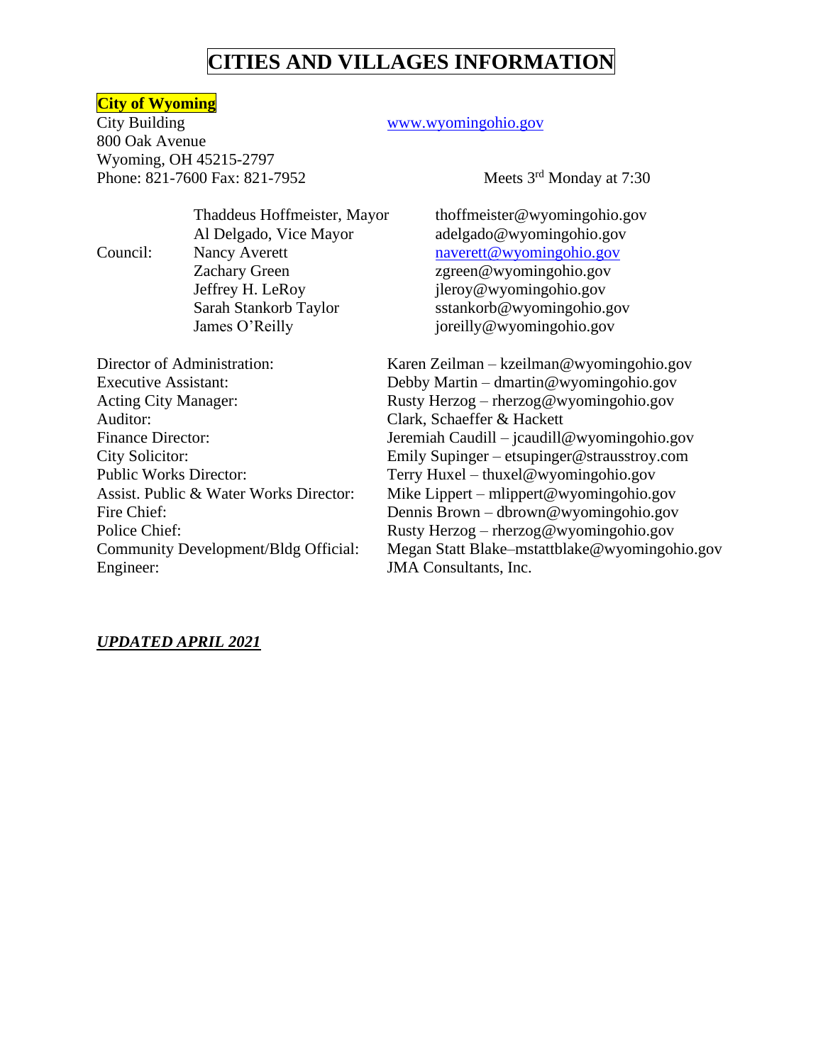# CITIES AND VILLAGES INFORMATION

**City of Wyoming**

City Building
800 Oak Avenue
Wyoming, OH 45215-2797
Phone: 821-7600 Fax: 821-7952

www.wyomingohio.gov

Meets 3rd Monday at 7:30

| | | |
|---|---|---|
| | Thaddeus Hoffmeister, Mayor | thoffmeister@wyomingohio.gov |
| | Al Delgado, Vice Mayor | adelgado@wyomingohio.gov |
| Council: | Nancy Averett | naverett@wyomingohio.gov |
| | Zachary Green | zgreen@wyomingohio.gov |
| | Jeffrey H. LeRoy | jleroy@wyomingohio.gov |
| | Sarah Stankorb Taylor | sstankorb@wyomingohio.gov |
| | James O'Reilly | joreilly@wyomingohio.gov |

| | |
|---|---|
| Director of Administration: | Karen Zeilman – kzeilman@wyomingohio.gov |
| Executive Assistant: | Debby Martin – dmartin@wyomingohio.gov |
| Acting City Manager: | Rusty Herzog – rherzog@wyomingohio.gov |
| Auditor: | Clark, Schaeffer & Hackett |
| Finance Director: | Jeremiah Caudill – jcaudill@wyomingohio.gov |
| City Solicitor: | Emily Supinger – etsupinger@strausstroy.com |
| Public Works Director: | Terry Huxel – thuxel@wyomingohio.gov |
| Assist. Public & Water Works Director: | Mike Lippert – mlippert@wyomingohio.gov |
| Fire Chief: | Dennis Brown – dbrown@wyomingohio.gov |
| Police Chief: | Rusty Herzog – rherzog@wyomingohio.gov |
| Community Development/Bldg Official: | Megan Statt Blake–mstattblake@wyomingohio.gov |
| Engineer: | JMA Consultants, Inc. |

***UPDATED APRIL 2021***